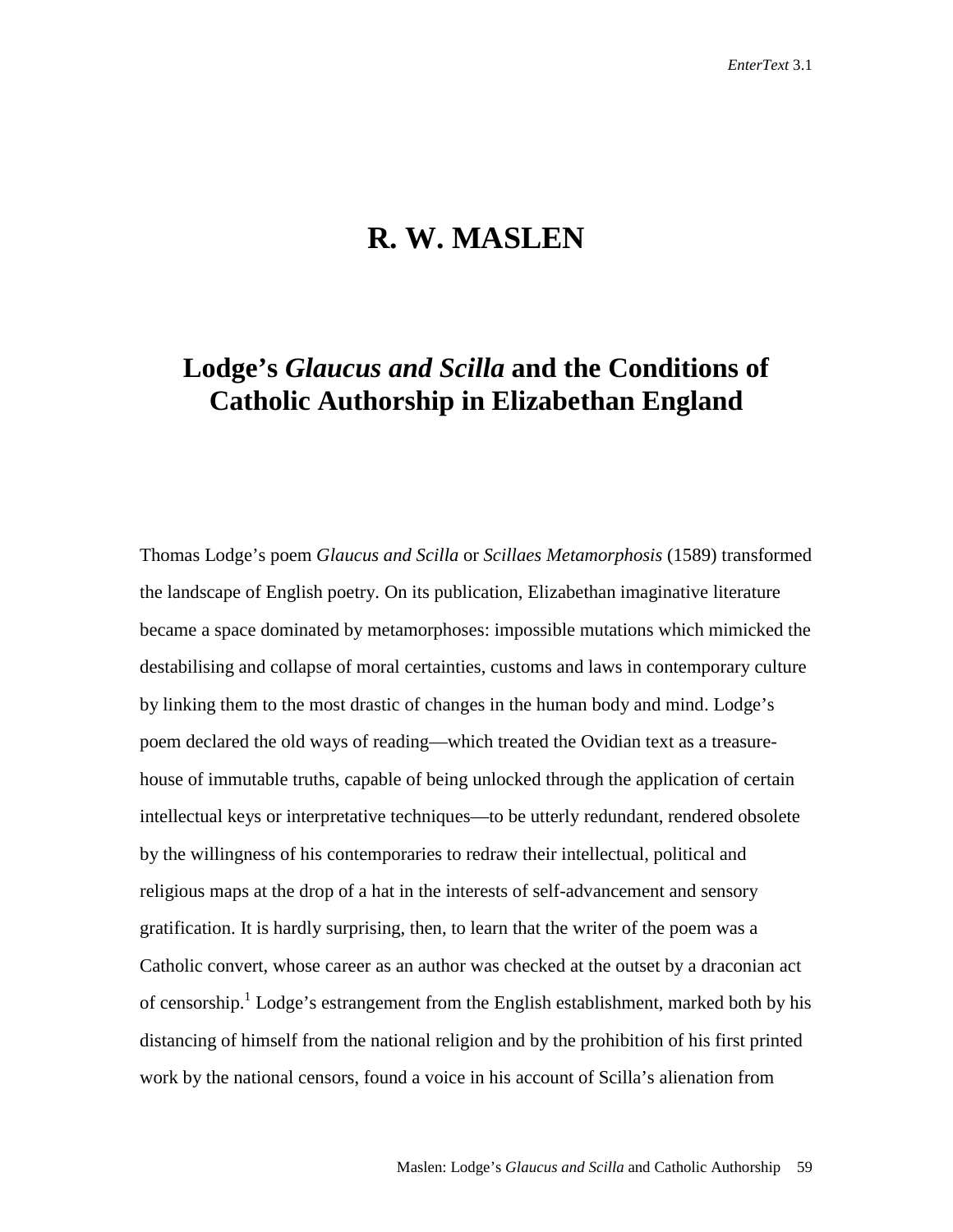# R. W. MASLEN

## Lodge's *Glaucus and Scilla* and the Conditions of Catholic Authorship in Elizabethan England

Thomas Lodge's poem *Glaucus and Scilla* or *Scillaes Metamorphosis* (1589) transformed the landscape of English poetry. On its publication, Elizabethan imaginative literature became a space dominated by metamorphoses: impossible mutations which mimicked the destabilising and collapse of moral certainties, customs and laws in contemporary culture by linking them to the most drastic of changes in the human body and mind. Lodge's poem declared the old ways of reading—which treated the Ovidian text as a treasure-house of immutable truths, capable of being unlocked through the application of certain intellectual keys or interpretative techniques—to be utterly redundant, rendered obsolete by the willingness of his contemporaries to redraw their intellectual, political and religious maps at the drop of a hat in the interests of self-advancement and sensory gratification. It is hardly surprising, then, to learn that the writer of the poem was a Catholic convert, whose career as an author was checked at the outset by a draconian act of censorship.[1] Lodge's estrangement from the English establishment, marked both by his distancing of himself from the national religion and by the prohibition of his first printed work by the national censors, found a voice in his account of Scilla's alienation from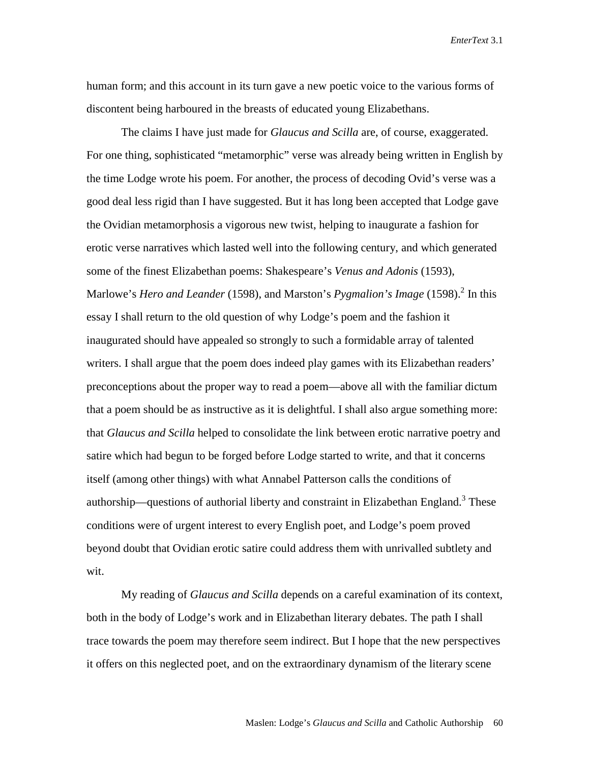human form; and this account in its turn gave a new poetic voice to the various forms of discontent being harboured in the breasts of educated young Elizabethans.

The claims I have just made for *Glaucus and Scilla* are, of course, exaggerated. For one thing, sophisticated "metamorphic" verse was already being written in English by the time Lodge wrote his poem. For another, the process of decoding Ovid's verse was a good deal less rigid than I have suggested. But it has long been accepted that Lodge gave the Ovidian metamorphosis a vigorous new twist, helping to inaugurate a fashion for erotic verse narratives which lasted well into the following century, and which generated some of the finest Elizabethan poems: Shakespeare's *Venus and Adonis* (1593), Marlowe's *Hero and Leander* (1598), and Marston's *Pygmalion's Image* (1598).[2] In this essay I shall return to the old question of why Lodge's poem and the fashion it inaugurated should have appealed so strongly to such a formidable array of talented writers. I shall argue that the poem does indeed play games with its Elizabethan readers' preconceptions about the proper way to read a poem—above all with the familiar dictum that a poem should be as instructive as it is delightful. I shall also argue something more: that *Glaucus and Scilla* helped to consolidate the link between erotic narrative poetry and satire which had begun to be forged before Lodge started to write, and that it concerns itself (among other things) with what Annabel Patterson calls the conditions of authorship—questions of authorial liberty and constraint in Elizabethan England.[3] These conditions were of urgent interest to every English poet, and Lodge's poem proved beyond doubt that Ovidian erotic satire could address them with unrivalled subtlety and wit.

My reading of *Glaucus and Scilla* depends on a careful examination of its context, both in the body of Lodge's work and in Elizabethan literary debates. The path I shall trace towards the poem may therefore seem indirect. But I hope that the new perspectives it offers on this neglected poet, and on the extraordinary dynamism of the literary scene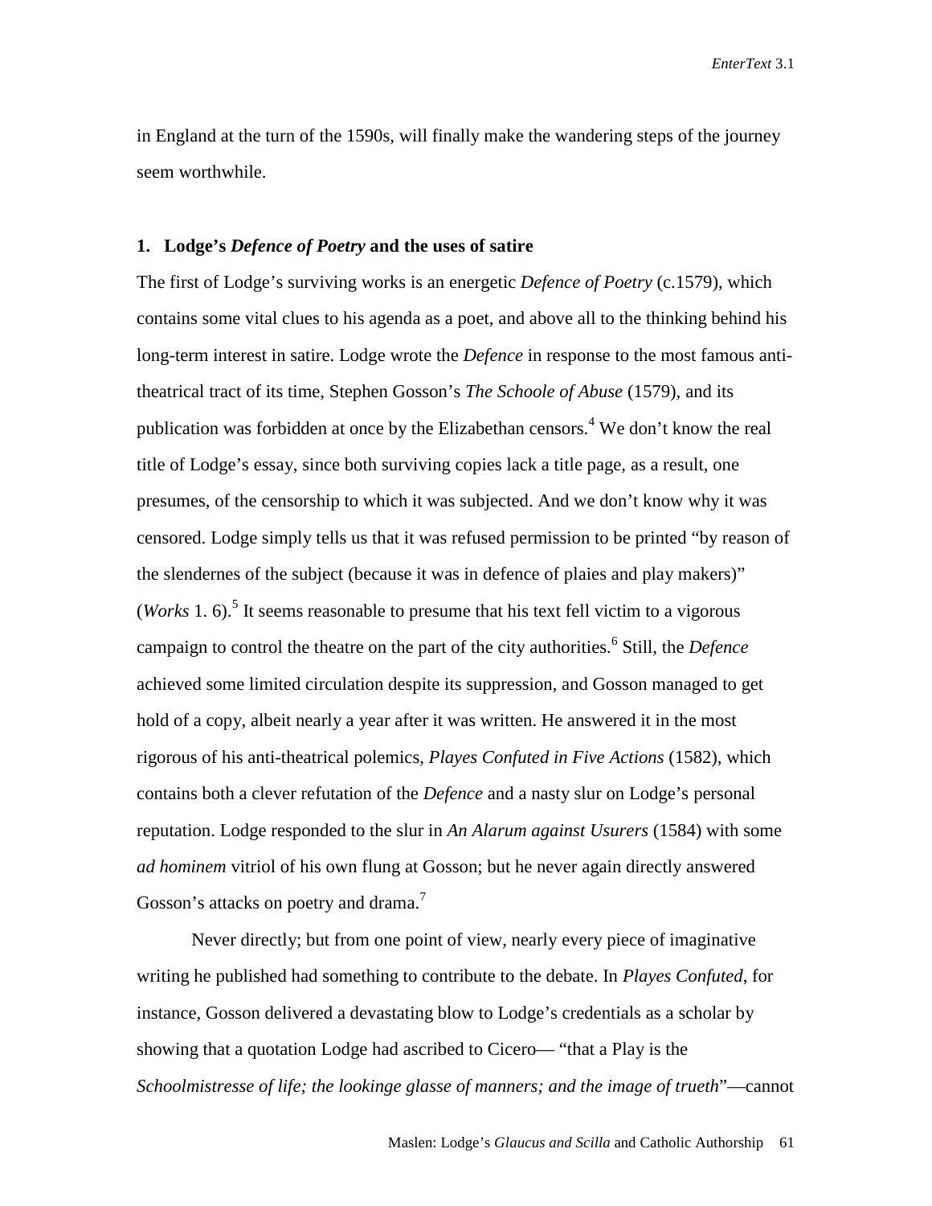in England at the turn of the 1590s, will finally make the wandering steps of the journey seem worthwhile.

## 1. Lodge's *Defence of Poetry* and the uses of satire

The first of Lodge's surviving works is an energetic *Defence of Poetry* (c.1579), which contains some vital clues to his agenda as a poet, and above all to the thinking behind his long-term interest in satire. Lodge wrote the *Defence* in response to the most famous anti-theatrical tract of its time, Stephen Gosson's *The Schoole of Abuse* (1579), and its publication was forbidden at once by the Elizabethan censors.[4] We don't know the real title of Lodge's essay, since both surviving copies lack a title page, as a result, one presumes, of the censorship to which it was subjected. And we don't know why it was censored. Lodge simply tells us that it was refused permission to be printed "by reason of the slendernes of the subject (because it was in defence of plaies and play makers)" (*Works* 1. 6).[5] It seems reasonable to presume that his text fell victim to a vigorous campaign to control the theatre on the part of the city authorities.[6] Still, the *Defence* achieved some limited circulation despite its suppression, and Gosson managed to get hold of a copy, albeit nearly a year after it was written. He answered it in the most rigorous of his anti-theatrical polemics, *Playes Confuted in Five Actions* (1582), which contains both a clever refutation of the *Defence* and a nasty slur on Lodge's personal reputation. Lodge responded to the slur in *An Alarum against Usurers* (1584) with some *ad hominem* vitriol of his own flung at Gosson; but he never again directly answered Gosson's attacks on poetry and drama.[7]

Never directly; but from one point of view, nearly every piece of imaginative writing he published had something to contribute to the debate. In *Playes Confuted*, for instance, Gosson delivered a devastating blow to Lodge's credentials as a scholar by showing that a quotation Lodge had ascribed to Cicero— "that a Play is the *Schoolmistresse of life; the lookinge glasse of manners; and the image of trueth*"—cannot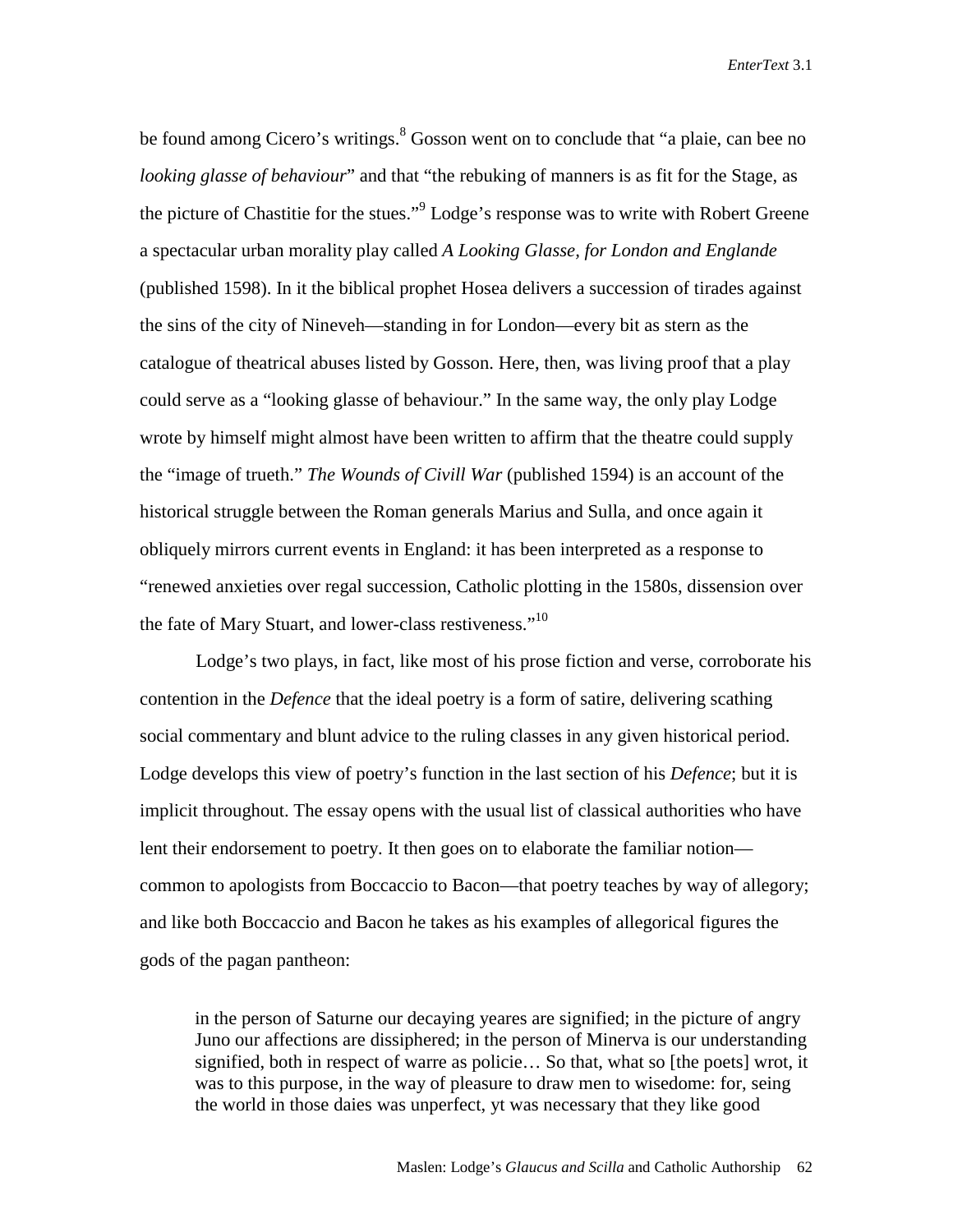be found among Cicero's writings.[8] Gosson went on to conclude that "a plaie, can bee no *looking glasse of behaviour*" and that "the rebuking of manners is as fit for the Stage, as the picture of Chastitie for the stues."[9] Lodge's response was to write with Robert Greene a spectacular urban morality play called *A Looking Glasse, for London and Englande* (published 1598). In it the biblical prophet Hosea delivers a succession of tirades against the sins of the city of Nineveh—standing in for London—every bit as stern as the catalogue of theatrical abuses listed by Gosson. Here, then, was living proof that a play could serve as a "looking glasse of behaviour." In the same way, the only play Lodge wrote by himself might almost have been written to affirm that the theatre could supply the "image of trueth." *The Wounds of Civill War* (published 1594) is an account of the historical struggle between the Roman generals Marius and Sulla, and once again it obliquely mirrors current events in England: it has been interpreted as a response to "renewed anxieties over regal succession, Catholic plotting in the 1580s, dissension over the fate of Mary Stuart, and lower-class restiveness."[10]

Lodge's two plays, in fact, like most of his prose fiction and verse, corroborate his contention in the *Defence* that the ideal poetry is a form of satire, delivering scathing social commentary and blunt advice to the ruling classes in any given historical period. Lodge develops this view of poetry's function in the last section of his *Defence*; but it is implicit throughout. The essay opens with the usual list of classical authorities who have lent their endorsement to poetry. It then goes on to elaborate the familiar notion—common to apologists from Boccaccio to Bacon—that poetry teaches by way of allegory; and like both Boccaccio and Bacon he takes as his examples of allegorical figures the gods of the pagan pantheon:

> in the person of Saturne our decaying yeares are signified; in the picture of angry Juno our affections are dissiphered; in the person of Minerva is our understanding signified, both in respect of warre as policie… So that, what so [the poets] wrot, it was to this purpose, in the way of pleasure to draw men to wisedome: for, seing the world in those daies was unperfect, yt was necessary that they like good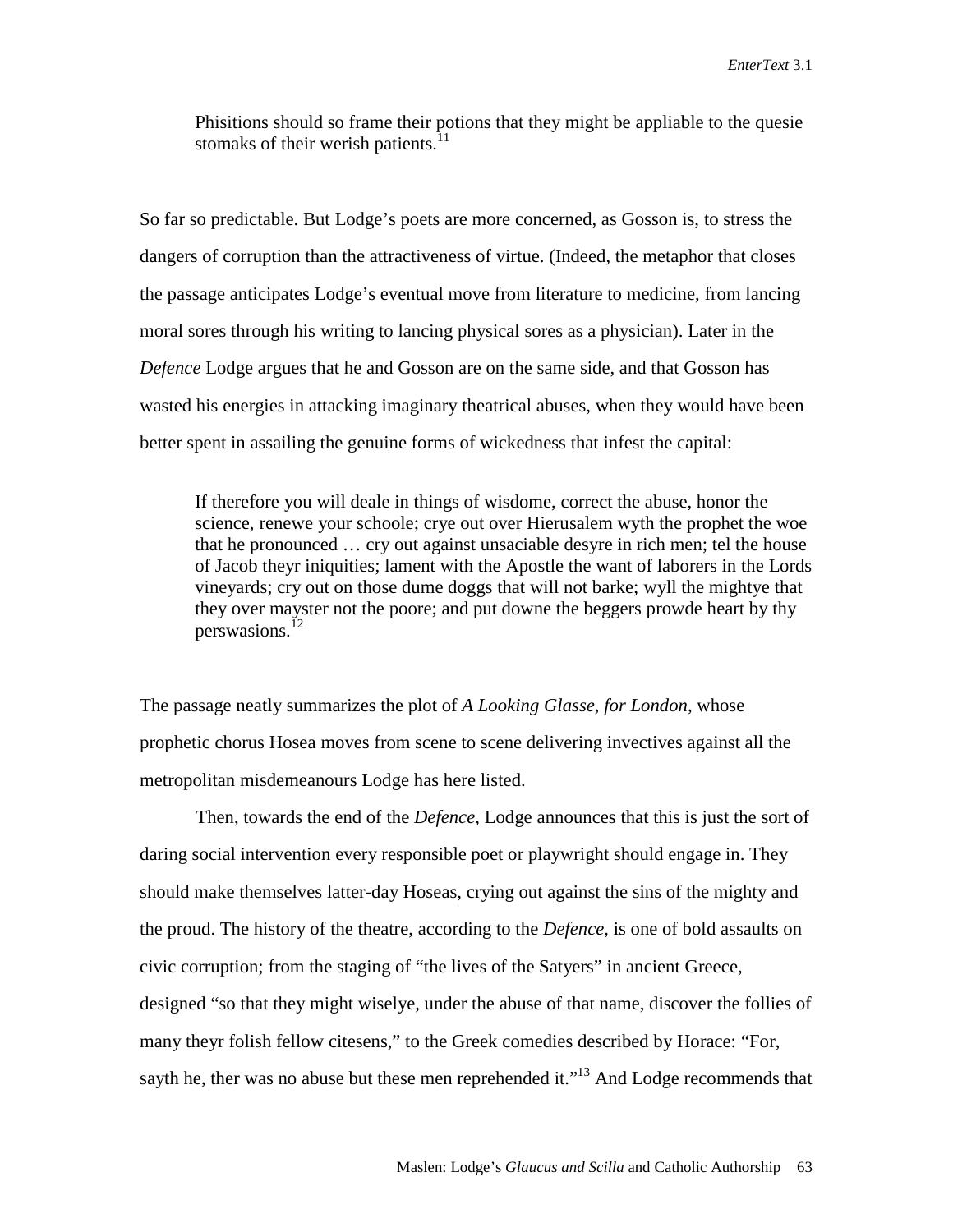> Phisitions should so frame their potions that they might be appliable to the quesie stomaks of their werish patients.[11]

So far so predictable. But Lodge's poets are more concerned, as Gosson is, to stress the dangers of corruption than the attractiveness of virtue. (Indeed, the metaphor that closes the passage anticipates Lodge's eventual move from literature to medicine, from lancing moral sores through his writing to lancing physical sores as a physician). Later in the *Defence* Lodge argues that he and Gosson are on the same side, and that Gosson has wasted his energies in attacking imaginary theatrical abuses, when they would have been better spent in assailing the genuine forms of wickedness that infest the capital:

> If therefore you will deale in things of wisdome, correct the abuse, honor the science, renewe your schoole; crye out over Hierusalem wyth the prophet the woe that he pronounced … cry out against unsaciable desyre in rich men; tel the house of Jacob theyr iniquities; lament with the Apostle the want of laborers in the Lords vineyards; cry out on those dume doggs that will not barke; wyll the mightye that they over mayster not the poore; and put downe the beggers prowde heart by thy perswasions.[12]

The passage neatly summarizes the plot of *A Looking Glasse, for London*, whose prophetic chorus Hosea moves from scene to scene delivering invectives against all the metropolitan misdemeanours Lodge has here listed.

Then, towards the end of the *Defence*, Lodge announces that this is just the sort of daring social intervention every responsible poet or playwright should engage in. They should make themselves latter-day Hoseas, crying out against the sins of the mighty and the proud. The history of the theatre, according to the *Defence*, is one of bold assaults on civic corruption; from the staging of "the lives of the Satyers" in ancient Greece, designed "so that they might wiselye, under the abuse of that name, discover the follies of many theyr folish fellow citesens," to the Greek comedies described by Horace: "For, sayth he, ther was no abuse but these men reprehended it."[13] And Lodge recommends that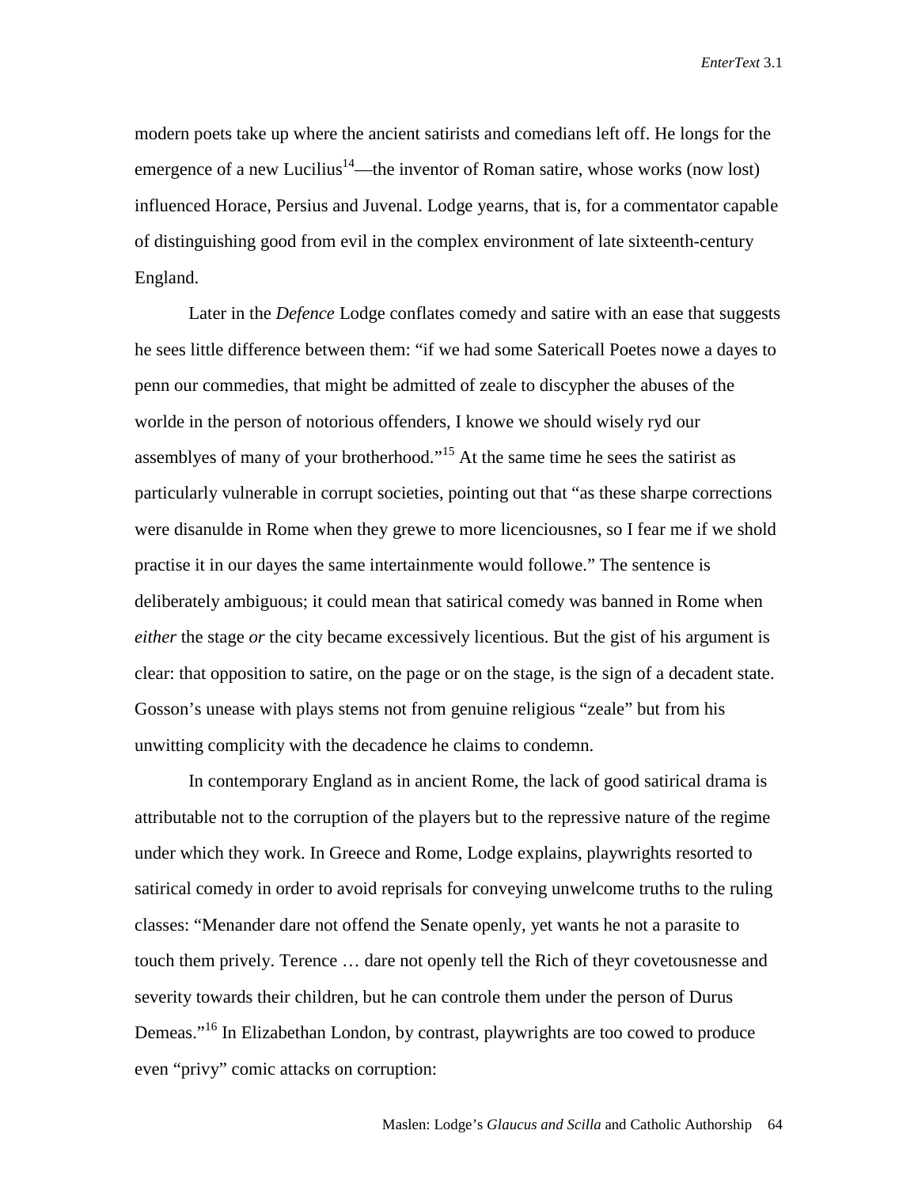modern poets take up where the ancient satirists and comedians left off. He longs for the emergence of a new Lucilius[14]—the inventor of Roman satire, whose works (now lost) influenced Horace, Persius and Juvenal. Lodge yearns, that is, for a commentator capable of distinguishing good from evil in the complex environment of late sixteenth-century England.

Later in the *Defence* Lodge conflates comedy and satire with an ease that suggests he sees little difference between them: "if we had some Satericall Poetes nowe a dayes to penn our commedies, that might be admitted of zeale to discypher the abuses of the worlde in the person of notorious offenders, I knowe we should wisely ryd our assemblyes of many of your brotherhood."[15] At the same time he sees the satirist as particularly vulnerable in corrupt societies, pointing out that "as these sharpe corrections were disanulde in Rome when they grewe to more licenciousnes, so I fear me if we shold practise it in our dayes the same intertainmente would followe." The sentence is deliberately ambiguous; it could mean that satirical comedy was banned in Rome when *either* the stage *or* the city became excessively licentious. But the gist of his argument is clear: that opposition to satire, on the page or on the stage, is the sign of a decadent state. Gosson's unease with plays stems not from genuine religious "zeale" but from his unwitting complicity with the decadence he claims to condemn.

In contemporary England as in ancient Rome, the lack of good satirical drama is attributable not to the corruption of the players but to the repressive nature of the regime under which they work. In Greece and Rome, Lodge explains, playwrights resorted to satirical comedy in order to avoid reprisals for conveying unwelcome truths to the ruling classes: "Menander dare not offend the Senate openly, yet wants he not a parasite to touch them prively. Terence … dare not openly tell the Rich of theyr covetousnesse and severity towards their children, but he can controle them under the person of Durus Demeas."[16] In Elizabethan London, by contrast, playwrights are too cowed to produce even "privy" comic attacks on corruption: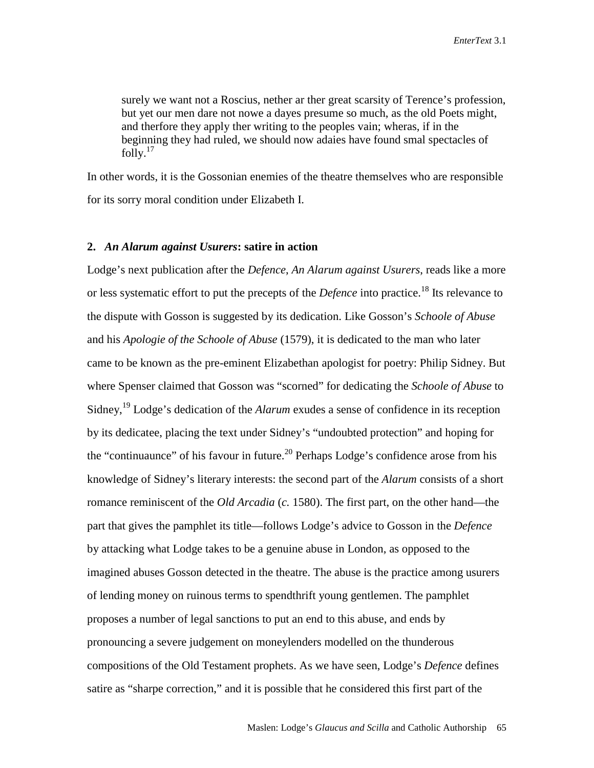> surely we want not a Roscius, nether ar ther great scarsity of Terence's profession, but yet our men dare not nowe a dayes presume so much, as the old Poets might, and therfore they apply ther writing to the peoples vain; wheras, if in the beginning they had ruled, we should now adaies have found smal spectacles of folly.[17]

In other words, it is the Gossonian enemies of the theatre themselves who are responsible for its sorry moral condition under Elizabeth I.

## 2. *An Alarum against Usurers*: satire in action

Lodge's next publication after the *Defence*, *An Alarum against Usurers*, reads like a more or less systematic effort to put the precepts of the *Defence* into practice.[18] Its relevance to the dispute with Gosson is suggested by its dedication. Like Gosson's *Schoole of Abuse* and his *Apologie of the Schoole of Abuse* (1579), it is dedicated to the man who later came to be known as the pre-eminent Elizabethan apologist for poetry: Philip Sidney. But where Spenser claimed that Gosson was "scorned" for dedicating the *Schoole of Abuse* to Sidney,[19] Lodge's dedication of the *Alarum* exudes a sense of confidence in its reception by its dedicatee, placing the text under Sidney's "undoubted protection" and hoping for the "continuaunce" of his favour in future.[20] Perhaps Lodge's confidence arose from his knowledge of Sidney's literary interests: the second part of the *Alarum* consists of a short romance reminiscent of the *Old Arcadia* (*c.* 1580). The first part, on the other hand—the part that gives the pamphlet its title—follows Lodge's advice to Gosson in the *Defence* by attacking what Lodge takes to be a genuine abuse in London, as opposed to the imagined abuses Gosson detected in the theatre. The abuse is the practice among usurers of lending money on ruinous terms to spendthrift young gentlemen. The pamphlet proposes a number of legal sanctions to put an end to this abuse, and ends by pronouncing a severe judgement on moneylenders modelled on the thunderous compositions of the Old Testament prophets. As we have seen, Lodge's *Defence* defines satire as "sharpe correction," and it is possible that he considered this first part of the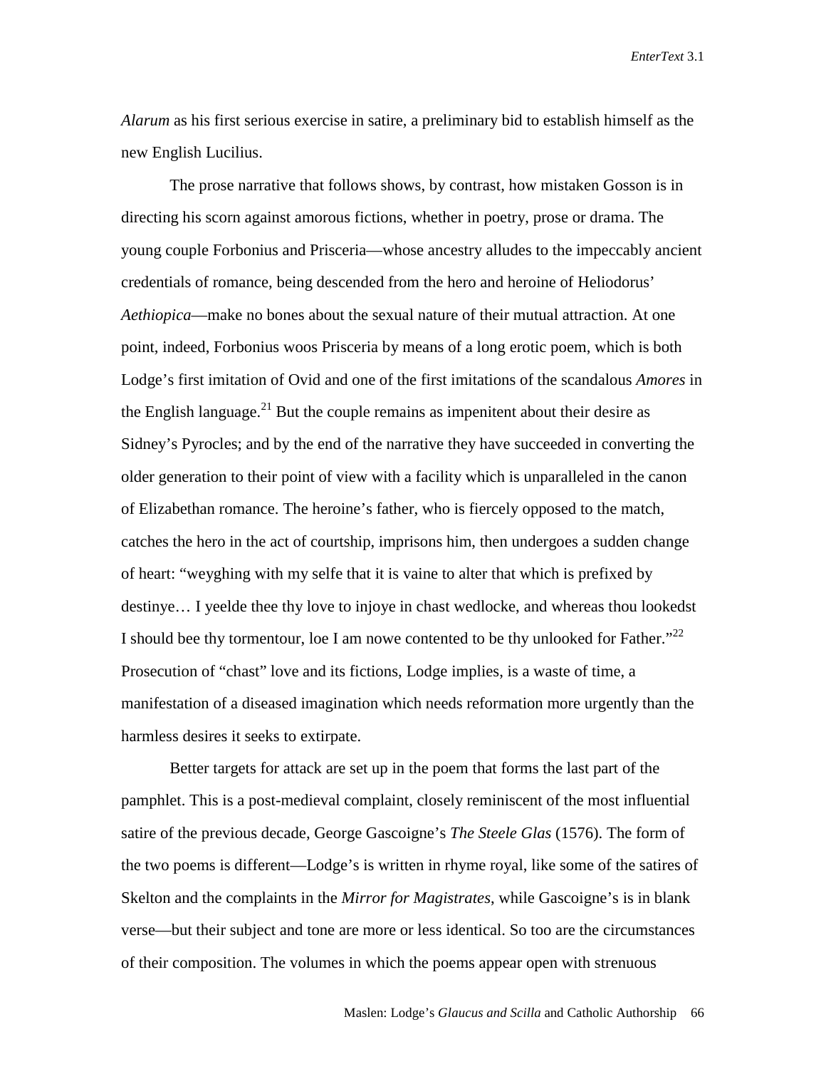*Alarum* as his first serious exercise in satire, a preliminary bid to establish himself as the new English Lucilius.

The prose narrative that follows shows, by contrast, how mistaken Gosson is in directing his scorn against amorous fictions, whether in poetry, prose or drama. The young couple Forbonius and Prisceria—whose ancestry alludes to the impeccably ancient credentials of romance, being descended from the hero and heroine of Heliodorus' *Aethiopica*—make no bones about the sexual nature of their mutual attraction. At one point, indeed, Forbonius woos Prisceria by means of a long erotic poem, which is both Lodge's first imitation of Ovid and one of the first imitations of the scandalous *Amores* in the English language.[21] But the couple remains as impenitent about their desire as Sidney's Pyrocles; and by the end of the narrative they have succeeded in converting the older generation to their point of view with a facility which is unparalleled in the canon of Elizabethan romance. The heroine's father, who is fiercely opposed to the match, catches the hero in the act of courtship, imprisons him, then undergoes a sudden change of heart: "weyghing with my selfe that it is vaine to alter that which is prefixed by destinye… I yeelde thee thy love to injoye in chast wedlocke, and whereas thou lookedst I should bee thy tormentour, loe I am nowe contented to be thy unlooked for Father."[22] Prosecution of "chast" love and its fictions, Lodge implies, is a waste of time, a manifestation of a diseased imagination which needs reformation more urgently than the harmless desires it seeks to extirpate.

Better targets for attack are set up in the poem that forms the last part of the pamphlet. This is a post-medieval complaint, closely reminiscent of the most influential satire of the previous decade, George Gascoigne's *The Steele Glas* (1576). The form of the two poems is different—Lodge's is written in rhyme royal, like some of the satires of Skelton and the complaints in the *Mirror for Magistrates*, while Gascoigne's is in blank verse—but their subject and tone are more or less identical. So too are the circumstances of their composition. The volumes in which the poems appear open with strenuous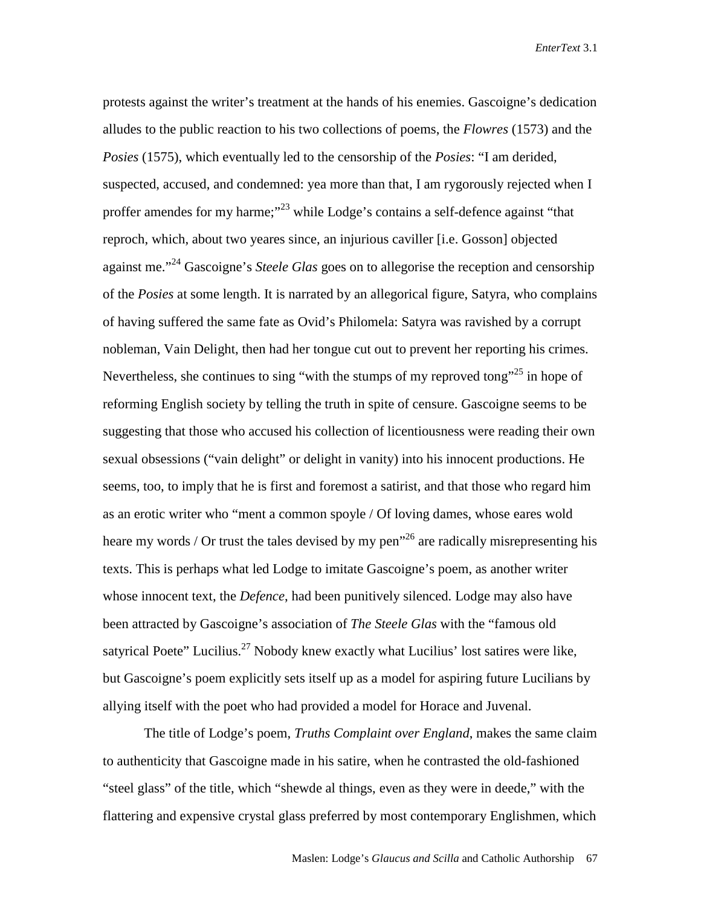protests against the writer's treatment at the hands of his enemies. Gascoigne's dedication alludes to the public reaction to his two collections of poems, the *Flowres* (1573) and the *Posies* (1575), which eventually led to the censorship of the *Posies*: "I am derided, suspected, accused, and condemned: yea more than that, I am rygorously rejected when I proffer amendes for my harme;"[23] while Lodge's contains a self-defence against "that reproch, which, about two yeares since, an injurious caviller [i.e. Gosson] objected against me."[24] Gascoigne's *Steele Glas* goes on to allegorise the reception and censorship of the *Posies* at some length. It is narrated by an allegorical figure, Satyra, who complains of having suffered the same fate as Ovid's Philomela: Satyra was ravished by a corrupt nobleman, Vain Delight, then had her tongue cut out to prevent her reporting his crimes. Nevertheless, she continues to sing "with the stumps of my reproved tong"[25] in hope of reforming English society by telling the truth in spite of censure. Gascoigne seems to be suggesting that those who accused his collection of licentiousness were reading their own sexual obsessions ("vain delight" or delight in vanity) into his innocent productions. He seems, too, to imply that he is first and foremost a satirist, and that those who regard him as an erotic writer who "ment a common spoyle / Of loving dames, whose eares wold heare my words / Or trust the tales devised by my pen"[26] are radically misrepresenting his texts. This is perhaps what led Lodge to imitate Gascoigne's poem, as another writer whose innocent text, the *Defence*, had been punitively silenced. Lodge may also have been attracted by Gascoigne's association of *The Steele Glas* with the "famous old satyrical Poete" Lucilius.[27] Nobody knew exactly what Lucilius' lost satires were like, but Gascoigne's poem explicitly sets itself up as a model for aspiring future Lucilians by allying itself with the poet who had provided a model for Horace and Juvenal.

The title of Lodge's poem, *Truths Complaint over England*, makes the same claim to authenticity that Gascoigne made in his satire, when he contrasted the old-fashioned "steel glass" of the title, which "shewde al things, even as they were in deede," with the flattering and expensive crystal glass preferred by most contemporary Englishmen, which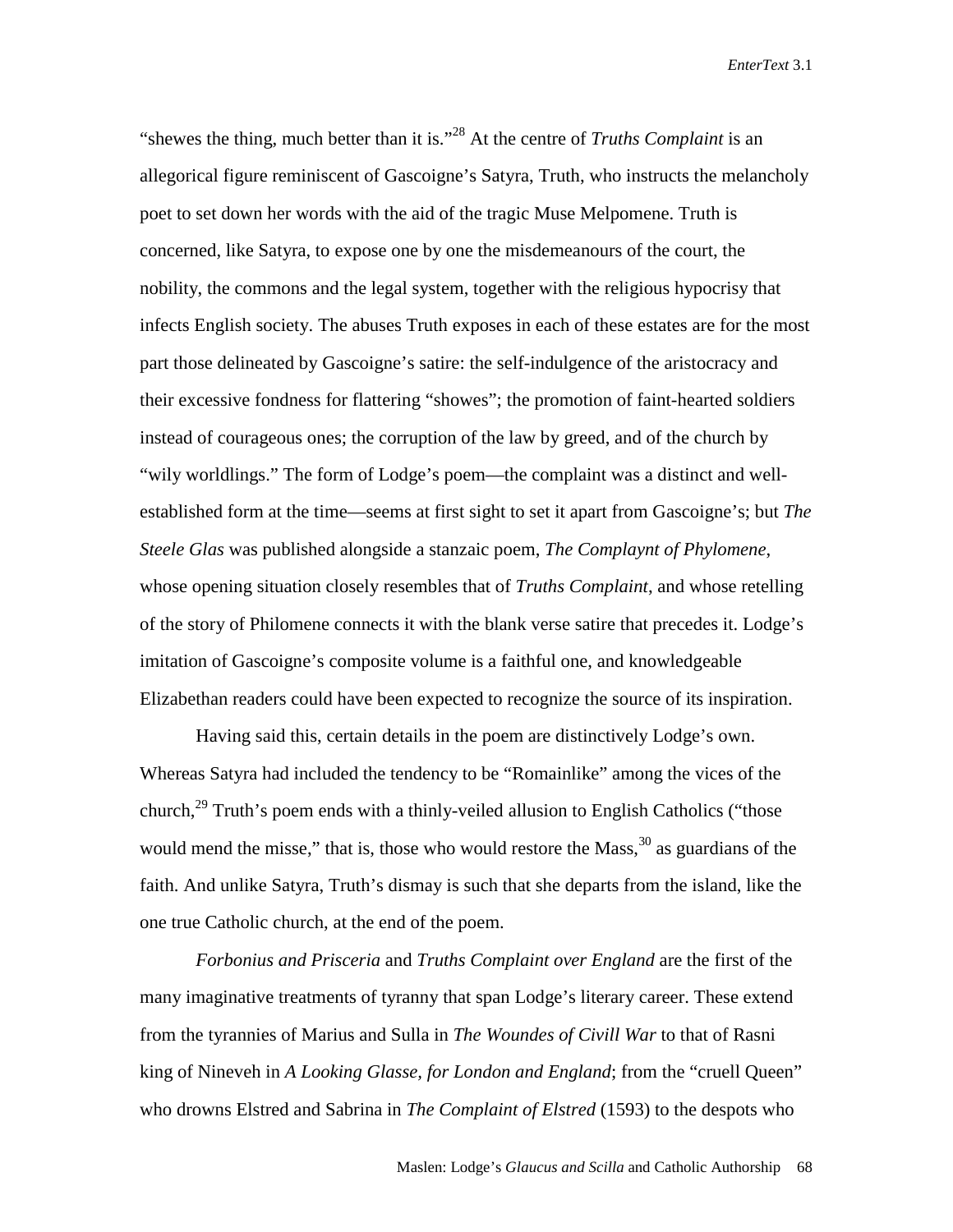"shewes the thing, much better than it is."[28] At the centre of *Truths Complaint* is an allegorical figure reminiscent of Gascoigne's Satyra, Truth, who instructs the melancholy poet to set down her words with the aid of the tragic Muse Melpomene. Truth is concerned, like Satyra, to expose one by one the misdemeanours of the court, the nobility, the commons and the legal system, together with the religious hypocrisy that infects English society. The abuses Truth exposes in each of these estates are for the most part those delineated by Gascoigne's satire: the self-indulgence of the aristocracy and their excessive fondness for flattering "showes"; the promotion of faint-hearted soldiers instead of courageous ones; the corruption of the law by greed, and of the church by "wily worldlings." The form of Lodge's poem—the complaint was a distinct and well-established form at the time—seems at first sight to set it apart from Gascoigne's; but *The Steele Glas* was published alongside a stanzaic poem, *The Complaynt of Phylomene*, whose opening situation closely resembles that of *Truths Complaint*, and whose retelling of the story of Philomene connects it with the blank verse satire that precedes it. Lodge's imitation of Gascoigne's composite volume is a faithful one, and knowledgeable Elizabethan readers could have been expected to recognize the source of its inspiration.

Having said this, certain details in the poem are distinctively Lodge's own. Whereas Satyra had included the tendency to be "Romainlike" among the vices of the church,[29] Truth's poem ends with a thinly-veiled allusion to English Catholics ("those would mend the misse," that is, those who would restore the Mass,[30] as guardians of the faith. And unlike Satyra, Truth's dismay is such that she departs from the island, like the one true Catholic church, at the end of the poem.

*Forbonius and Prisceria* and *Truths Complaint over England* are the first of the many imaginative treatments of tyranny that span Lodge's literary career. These extend from the tyrannies of Marius and Sulla in *The Woundes of Civill War* to that of Rasni king of Nineveh in *A Looking Glasse, for London and England*; from the "cruell Queen" who drowns Elstred and Sabrina in *The Complaint of Elstred* (1593) to the despots who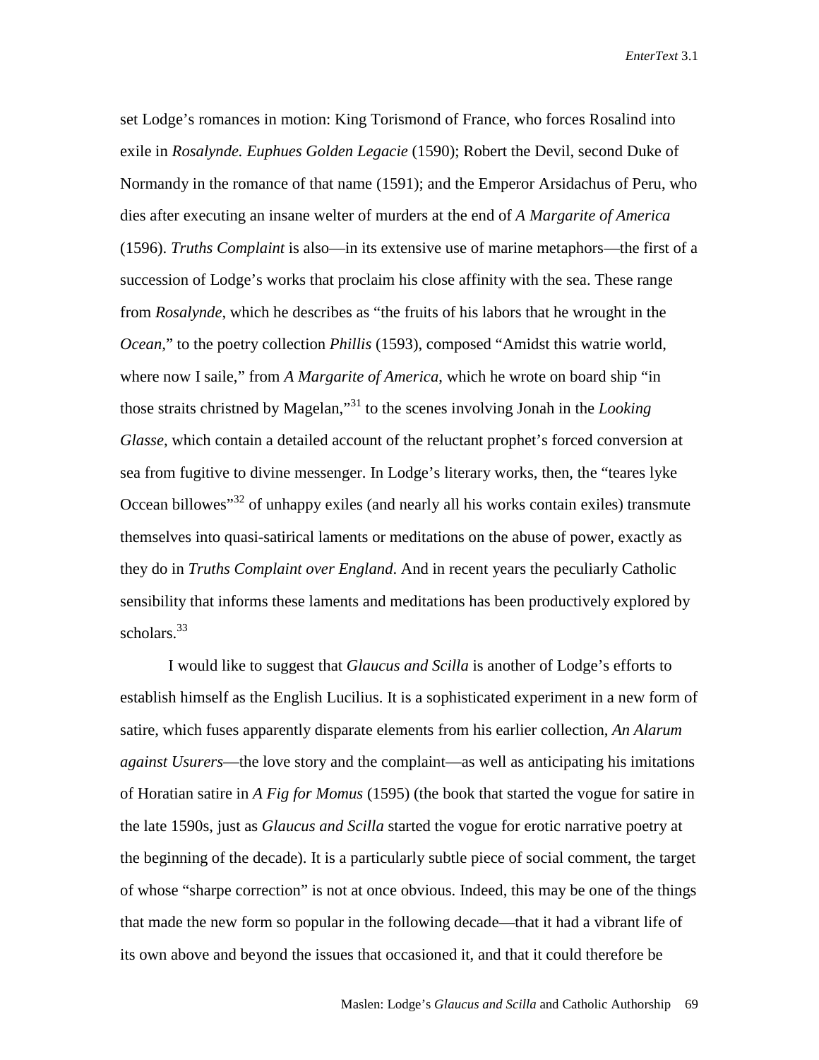set Lodge's romances in motion: King Torismond of France, who forces Rosalind into exile in *Rosalynde. Euphues Golden Legacie* (1590); Robert the Devil, second Duke of Normandy in the romance of that name (1591); and the Emperor Arsidachus of Peru, who dies after executing an insane welter of murders at the end of *A Margarite of America* (1596). *Truths Complaint* is also—in its extensive use of marine metaphors—the first of a succession of Lodge's works that proclaim his close affinity with the sea. These range from *Rosalynde*, which he describes as "the fruits of his labors that he wrought in the *Ocean*," to the poetry collection *Phillis* (1593), composed "Amidst this watrie world, where now I saile," from *A Margarite of America*, which he wrote on board ship "in those straits christned by Magelan,"[31] to the scenes involving Jonah in the *Looking Glasse*, which contain a detailed account of the reluctant prophet's forced conversion at sea from fugitive to divine messenger. In Lodge's literary works, then, the "teares lyke Occean billowes"[32] of unhappy exiles (and nearly all his works contain exiles) transmute themselves into quasi-satirical laments or meditations on the abuse of power, exactly as they do in *Truths Complaint over England*. And in recent years the peculiarly Catholic sensibility that informs these laments and meditations has been productively explored by scholars.[33]

I would like to suggest that *Glaucus and Scilla* is another of Lodge's efforts to establish himself as the English Lucilius. It is a sophisticated experiment in a new form of satire, which fuses apparently disparate elements from his earlier collection, *An Alarum against Usurers*—the love story and the complaint—as well as anticipating his imitations of Horatian satire in *A Fig for Momus* (1595) (the book that started the vogue for satire in the late 1590s, just as *Glaucus and Scilla* started the vogue for erotic narrative poetry at the beginning of the decade). It is a particularly subtle piece of social comment, the target of whose "sharpe correction" is not at once obvious. Indeed, this may be one of the things that made the new form so popular in the following decade—that it had a vibrant life of its own above and beyond the issues that occasioned it, and that it could therefore be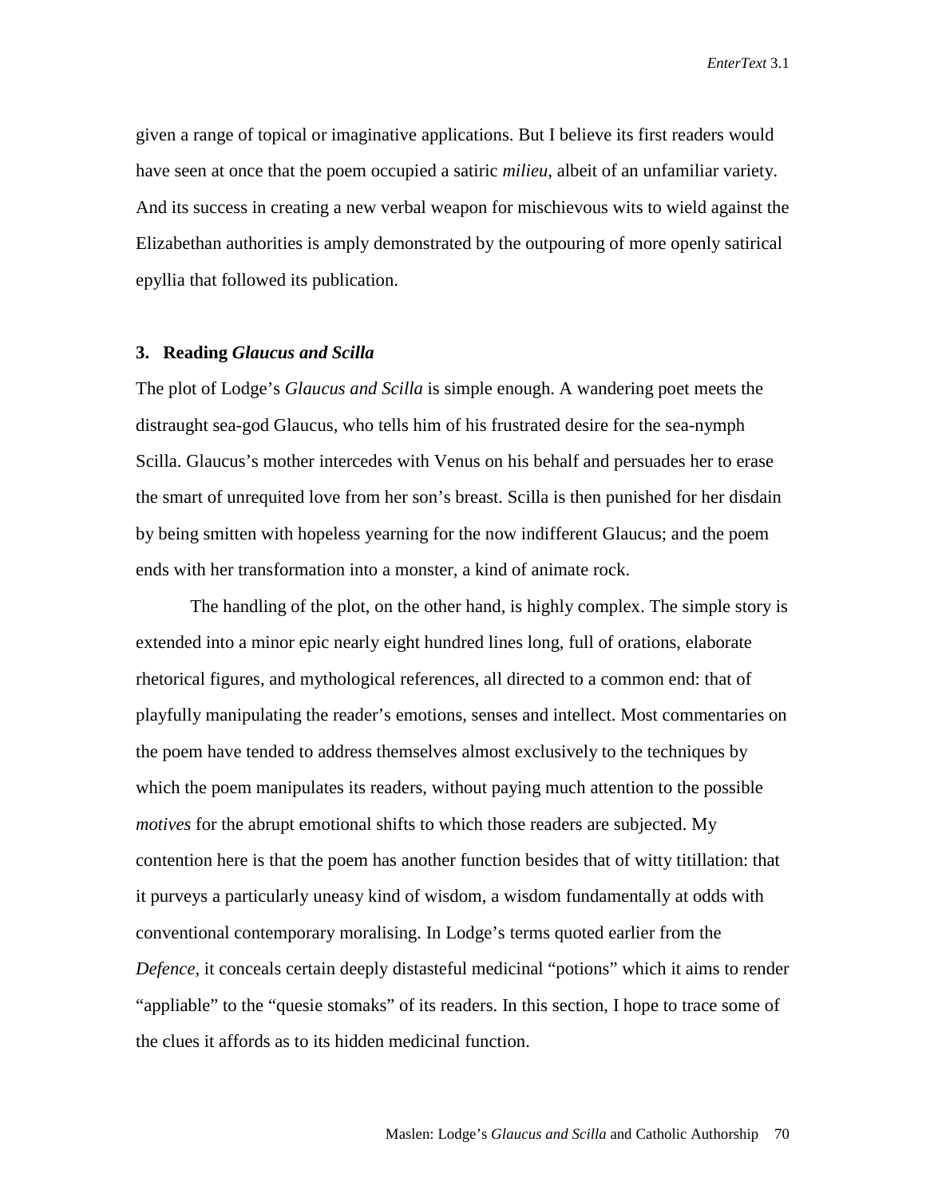given a range of topical or imaginative applications. But I believe its first readers would have seen at once that the poem occupied a satiric *milieu*, albeit of an unfamiliar variety. And its success in creating a new verbal weapon for mischievous wits to wield against the Elizabethan authorities is amply demonstrated by the outpouring of more openly satirical epyllia that followed its publication.

### 3. Reading *Glaucus and Scilla*

The plot of Lodge's *Glaucus and Scilla* is simple enough. A wandering poet meets the distraught sea-god Glaucus, who tells him of his frustrated desire for the sea-nymph Scilla. Glaucus's mother intercedes with Venus on his behalf and persuades her to erase the smart of unrequited love from her son's breast. Scilla is then punished for her disdain by being smitten with hopeless yearning for the now indifferent Glaucus; and the poem ends with her transformation into a monster, a kind of animate rock.

The handling of the plot, on the other hand, is highly complex. The simple story is extended into a minor epic nearly eight hundred lines long, full of orations, elaborate rhetorical figures, and mythological references, all directed to a common end: that of playfully manipulating the reader's emotions, senses and intellect. Most commentaries on the poem have tended to address themselves almost exclusively to the techniques by which the poem manipulates its readers, without paying much attention to the possible *motives* for the abrupt emotional shifts to which those readers are subjected. My contention here is that the poem has another function besides that of witty titillation: that it purveys a particularly uneasy kind of wisdom, a wisdom fundamentally at odds with conventional contemporary moralising. In Lodge's terms quoted earlier from the *Defence*, it conceals certain deeply distasteful medicinal "potions" which it aims to render "appliable" to the "quesie stomaks" of its readers. In this section, I hope to trace some of the clues it affords as to its hidden medicinal function.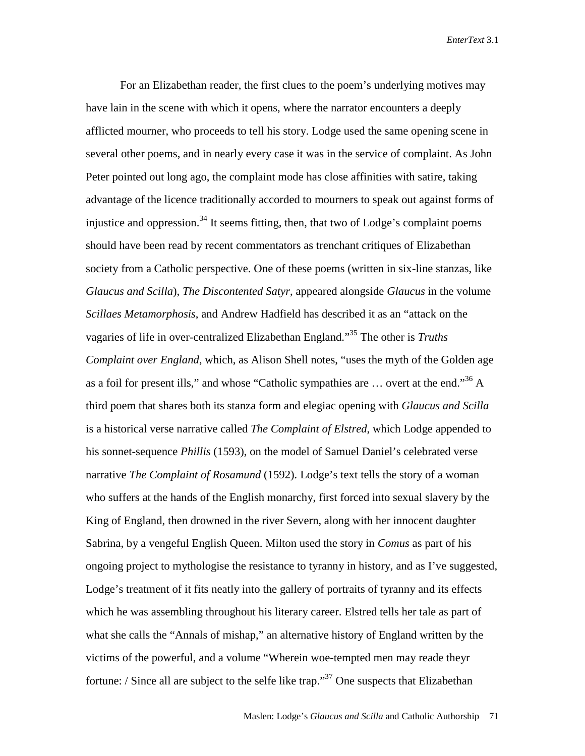For an Elizabethan reader, the first clues to the poem's underlying motives may have lain in the scene with which it opens, where the narrator encounters a deeply afflicted mourner, who proceeds to tell his story. Lodge used the same opening scene in several other poems, and in nearly every case it was in the service of complaint. As John Peter pointed out long ago, the complaint mode has close affinities with satire, taking advantage of the licence traditionally accorded to mourners to speak out against forms of injustice and oppression.[34] It seems fitting, then, that two of Lodge's complaint poems should have been read by recent commentators as trenchant critiques of Elizabethan society from a Catholic perspective. One of these poems (written in six-line stanzas, like *Glaucus and Scilla*), *The Discontented Satyr*, appeared alongside *Glaucus* in the volume *Scillaes Metamorphosis*, and Andrew Hadfield has described it as an "attack on the vagaries of life in over-centralized Elizabethan England."[35] The other is *Truths Complaint over England*, which, as Alison Shell notes, "uses the myth of the Golden age as a foil for present ills," and whose "Catholic sympathies are … overt at the end."[36] A third poem that shares both its stanza form and elegiac opening with *Glaucus and Scilla* is a historical verse narrative called *The Complaint of Elstred*, which Lodge appended to his sonnet-sequence *Phillis* (1593), on the model of Samuel Daniel's celebrated verse narrative *The Complaint of Rosamund* (1592). Lodge's text tells the story of a woman who suffers at the hands of the English monarchy, first forced into sexual slavery by the King of England, then drowned in the river Severn, along with her innocent daughter Sabrina, by a vengeful English Queen. Milton used the story in *Comus* as part of his ongoing project to mythologise the resistance to tyranny in history, and as I've suggested, Lodge's treatment of it fits neatly into the gallery of portraits of tyranny and its effects which he was assembling throughout his literary career. Elstred tells her tale as part of what she calls the "Annals of mishap," an alternative history of England written by the victims of the powerful, and a volume "Wherein woe-tempted men may reade theyr fortune: / Since all are subject to the selfe like trap."[37] One suspects that Elizabethan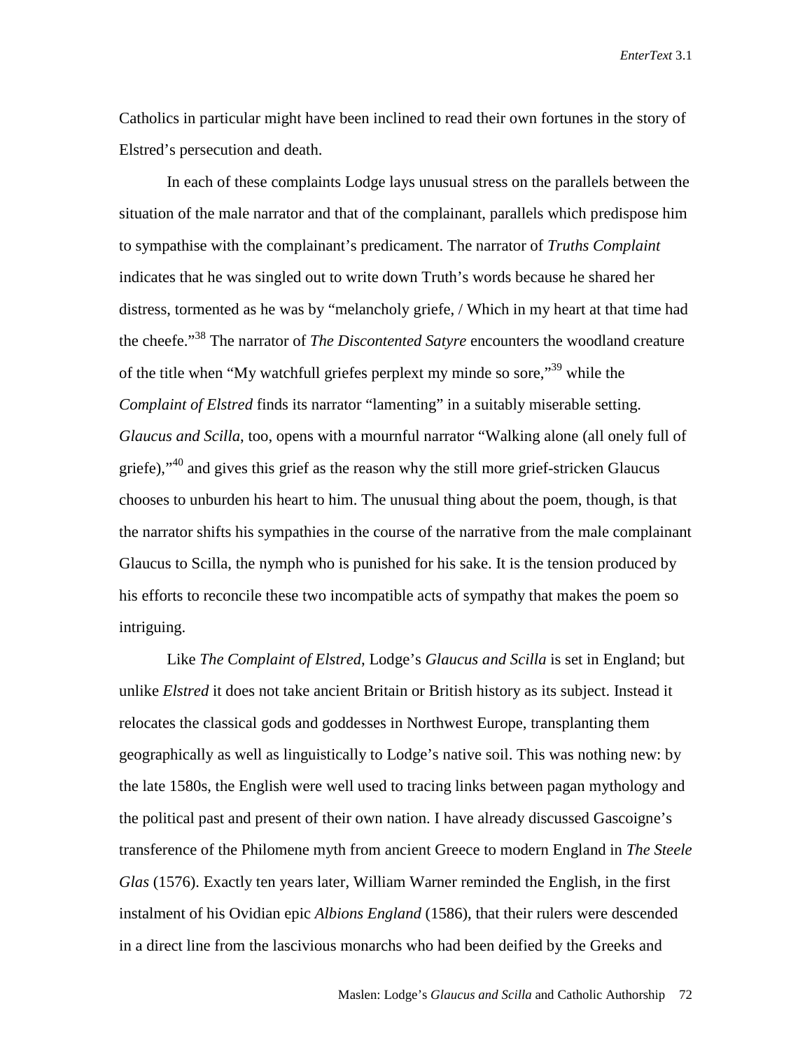Catholics in particular might have been inclined to read their own fortunes in the story of Elstred's persecution and death.

In each of these complaints Lodge lays unusual stress on the parallels between the situation of the male narrator and that of the complainant, parallels which predispose him to sympathise with the complainant's predicament. The narrator of *Truths Complaint* indicates that he was singled out to write down Truth's words because he shared her distress, tormented as he was by "melancholy griefe, / Which in my heart at that time had the cheefe."[38] The narrator of *The Discontented Satyre* encounters the woodland creature of the title when "My watchfull griefes perplext my minde so sore,"[39] while the *Complaint of Elstred* finds its narrator "lamenting" in a suitably miserable setting. *Glaucus and Scilla*, too, opens with a mournful narrator "Walking alone (all onely full of griefe),"[40] and gives this grief as the reason why the still more grief-stricken Glaucus chooses to unburden his heart to him. The unusual thing about the poem, though, is that the narrator shifts his sympathies in the course of the narrative from the male complainant Glaucus to Scilla, the nymph who is punished for his sake. It is the tension produced by his efforts to reconcile these two incompatible acts of sympathy that makes the poem so intriguing.

Like *The Complaint of Elstred*, Lodge's *Glaucus and Scilla* is set in England; but unlike *Elstred* it does not take ancient Britain or British history as its subject. Instead it relocates the classical gods and goddesses in Northwest Europe, transplanting them geographically as well as linguistically to Lodge's native soil. This was nothing new: by the late 1580s, the English were well used to tracing links between pagan mythology and the political past and present of their own nation. I have already discussed Gascoigne's transference of the Philomene myth from ancient Greece to modern England in *The Steele Glas* (1576). Exactly ten years later, William Warner reminded the English, in the first instalment of his Ovidian epic *Albions England* (1586), that their rulers were descended in a direct line from the lascivious monarchs who had been deified by the Greeks and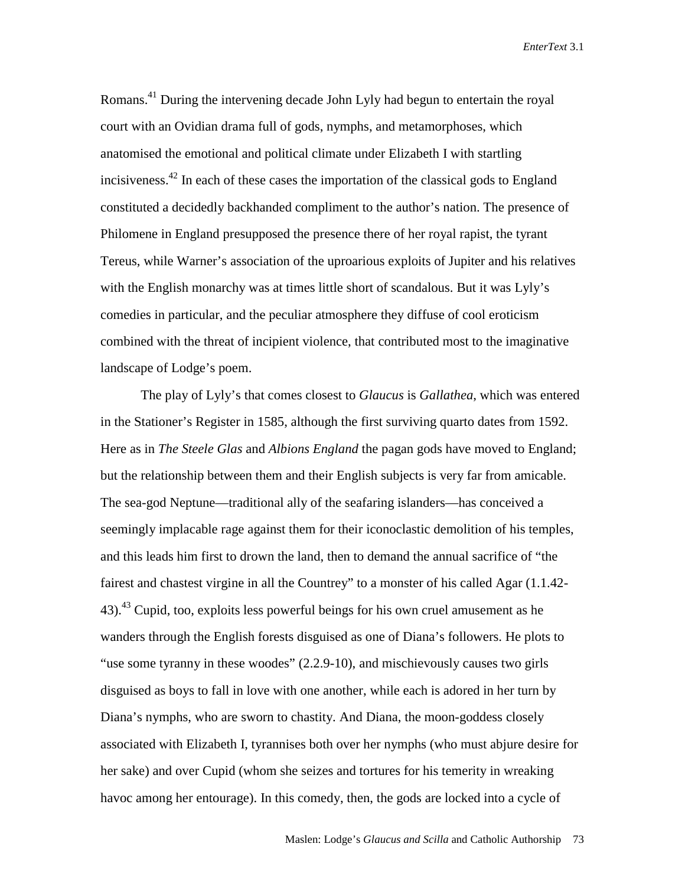Romans.[41] During the intervening decade John Lyly had begun to entertain the royal court with an Ovidian drama full of gods, nymphs, and metamorphoses, which anatomised the emotional and political climate under Elizabeth I with startling incisiveness.[42] In each of these cases the importation of the classical gods to England constituted a decidedly backhanded compliment to the author's nation. The presence of Philomene in England presupposed the presence there of her royal rapist, the tyrant Tereus, while Warner's association of the uproarious exploits of Jupiter and his relatives with the English monarchy was at times little short of scandalous. But it was Lyly's comedies in particular, and the peculiar atmosphere they diffuse of cool eroticism combined with the threat of incipient violence, that contributed most to the imaginative landscape of Lodge's poem.

The play of Lyly's that comes closest to *Glaucus* is *Gallathea*, which was entered in the Stationer's Register in 1585, although the first surviving quarto dates from 1592. Here as in *The Steele Glas* and *Albions England* the pagan gods have moved to England; but the relationship between them and their English subjects is very far from amicable. The sea-god Neptune—traditional ally of the seafaring islanders—has conceived a seemingly implacable rage against them for their iconoclastic demolition of his temples, and this leads him first to drown the land, then to demand the annual sacrifice of "the fairest and chastest virgine in all the Countrey" to a monster of his called Agar (1.1.42-43).[43] Cupid, too, exploits less powerful beings for his own cruel amusement as he wanders through the English forests disguised as one of Diana's followers. He plots to "use some tyranny in these woodes" (2.2.9-10), and mischievously causes two girls disguised as boys to fall in love with one another, while each is adored in her turn by Diana's nymphs, who are sworn to chastity. And Diana, the moon-goddess closely associated with Elizabeth I, tyrannises both over her nymphs (who must abjure desire for her sake) and over Cupid (whom she seizes and tortures for his temerity in wreaking havoc among her entourage). In this comedy, then, the gods are locked into a cycle of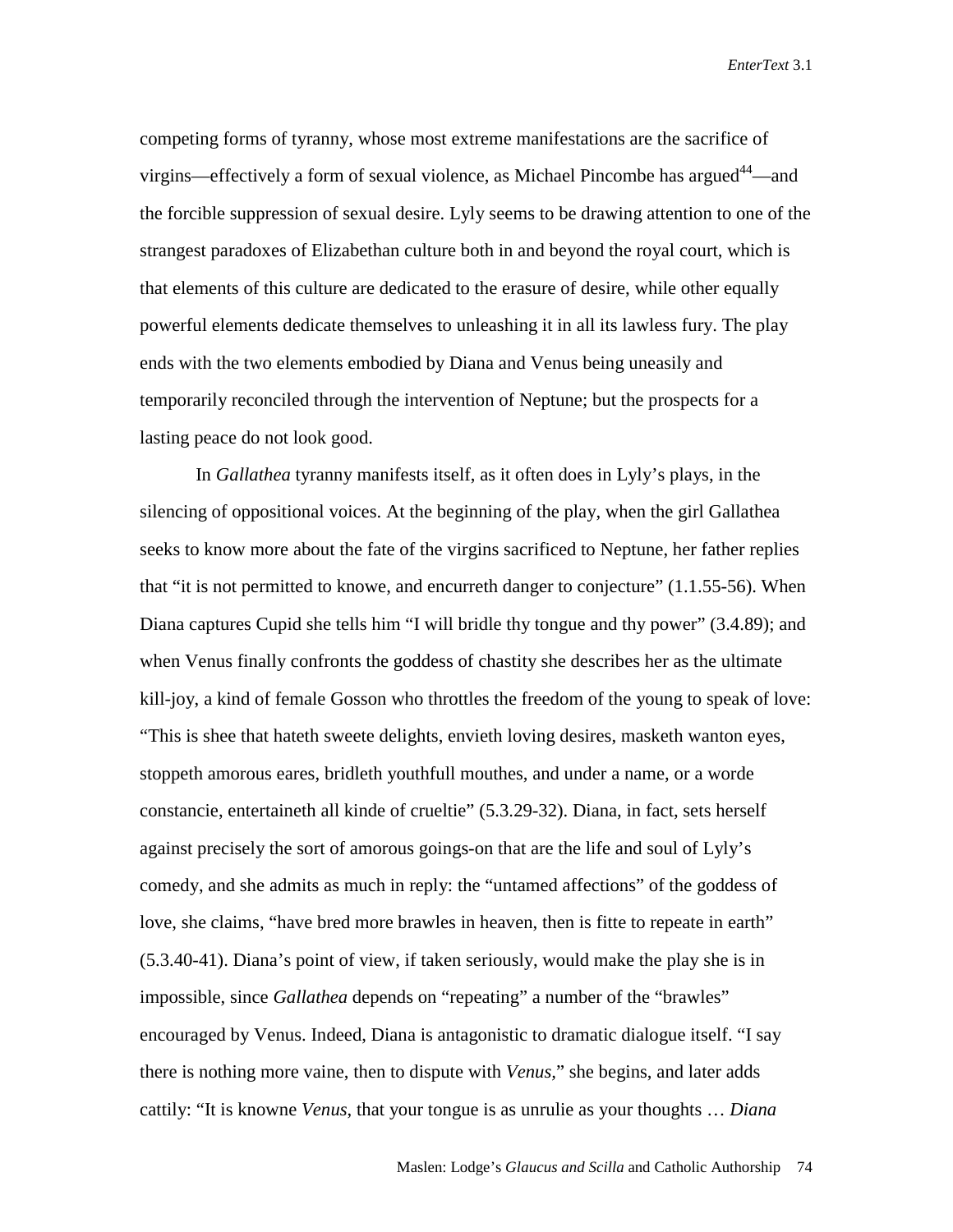competing forms of tyranny, whose most extreme manifestations are the sacrifice of virgins—effectively a form of sexual violence, as Michael Pincombe has argued[44]—and the forcible suppression of sexual desire. Lyly seems to be drawing attention to one of the strangest paradoxes of Elizabethan culture both in and beyond the royal court, which is that elements of this culture are dedicated to the erasure of desire, while other equally powerful elements dedicate themselves to unleashing it in all its lawless fury. The play ends with the two elements embodied by Diana and Venus being uneasily and temporarily reconciled through the intervention of Neptune; but the prospects for a lasting peace do not look good.

In *Gallathea* tyranny manifests itself, as it often does in Lyly's plays, in the silencing of oppositional voices. At the beginning of the play, when the girl Gallathea seeks to know more about the fate of the virgins sacrificed to Neptune, her father replies that "it is not permitted to knowe, and encurreth danger to conjecture" (1.1.55-56). When Diana captures Cupid she tells him "I will bridle thy tongue and thy power" (3.4.89); and when Venus finally confronts the goddess of chastity she describes her as the ultimate kill-joy, a kind of female Gosson who throttles the freedom of the young to speak of love: "This is shee that hateth sweete delights, envieth loving desires, masketh wanton eyes, stoppeth amorous eares, bridleth youthfull mouthes, and under a name, or a worde constancie, entertaineth all kinde of crueltie" (5.3.29-32). Diana, in fact, sets herself against precisely the sort of amorous goings-on that are the life and soul of Lyly's comedy, and she admits as much in reply: the "untamed affections" of the goddess of love, she claims, "have bred more brawles in heaven, then is fitte to repeate in earth" (5.3.40-41). Diana's point of view, if taken seriously, would make the play she is in impossible, since *Gallathea* depends on "repeating" a number of the "brawles" encouraged by Venus. Indeed, Diana is antagonistic to dramatic dialogue itself. "I say there is nothing more vaine, then to dispute with *Venus*," she begins, and later adds cattily: "It is knowne *Venus*, that your tongue is as unrulie as your thoughts … *Diana*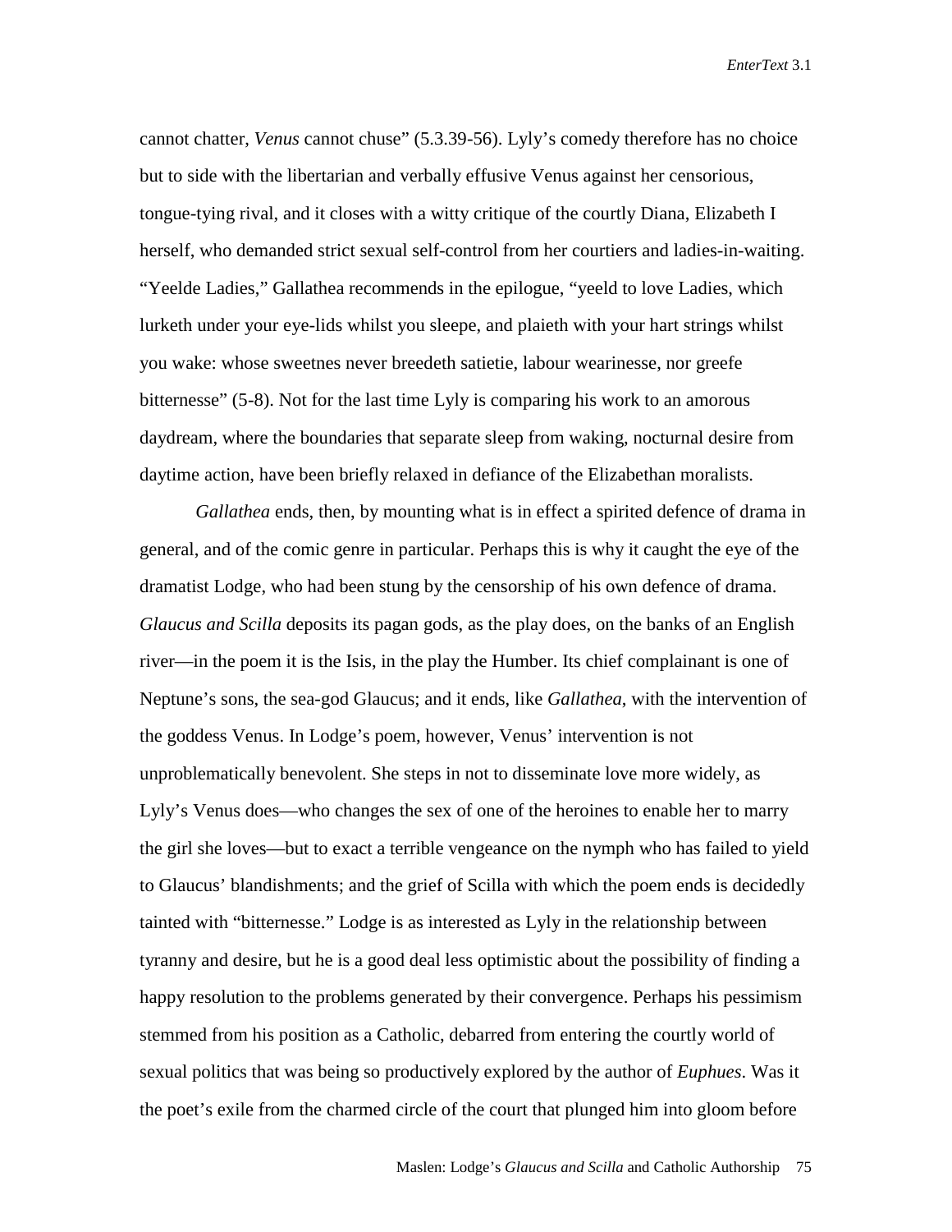cannot chatter, *Venus* cannot chuse" (5.3.39-56). Lyly's comedy therefore has no choice but to side with the libertarian and verbally effusive Venus against her censorious, tongue-tying rival, and it closes with a witty critique of the courtly Diana, Elizabeth I herself, who demanded strict sexual self-control from her courtiers and ladies-in-waiting. "Yeelde Ladies," Gallathea recommends in the epilogue, "yeeld to love Ladies, which lurketh under your eye-lids whilst you sleepe, and plaieth with your hart strings whilst you wake: whose sweetnes never breedeth satietie, labour wearinesse, nor greefe bitternesse" (5-8). Not for the last time Lyly is comparing his work to an amorous daydream, where the boundaries that separate sleep from waking, nocturnal desire from daytime action, have been briefly relaxed in defiance of the Elizabethan moralists.

*Gallathea* ends, then, by mounting what is in effect a spirited defence of drama in general, and of the comic genre in particular. Perhaps this is why it caught the eye of the dramatist Lodge, who had been stung by the censorship of his own defence of drama. *Glaucus and Scilla* deposits its pagan gods, as the play does, on the banks of an English river—in the poem it is the Isis, in the play the Humber. Its chief complainant is one of Neptune's sons, the sea-god Glaucus; and it ends, like *Gallathea*, with the intervention of the goddess Venus. In Lodge's poem, however, Venus' intervention is not unproblematically benevolent. She steps in not to disseminate love more widely, as Lyly's Venus does—who changes the sex of one of the heroines to enable her to marry the girl she loves—but to exact a terrible vengeance on the nymph who has failed to yield to Glaucus' blandishments; and the grief of Scilla with which the poem ends is decidedly tainted with "bitternesse." Lodge is as interested as Lyly in the relationship between tyranny and desire, but he is a good deal less optimistic about the possibility of finding a happy resolution to the problems generated by their convergence. Perhaps his pessimism stemmed from his position as a Catholic, debarred from entering the courtly world of sexual politics that was being so productively explored by the author of *Euphues*. Was it the poet's exile from the charmed circle of the court that plunged him into gloom before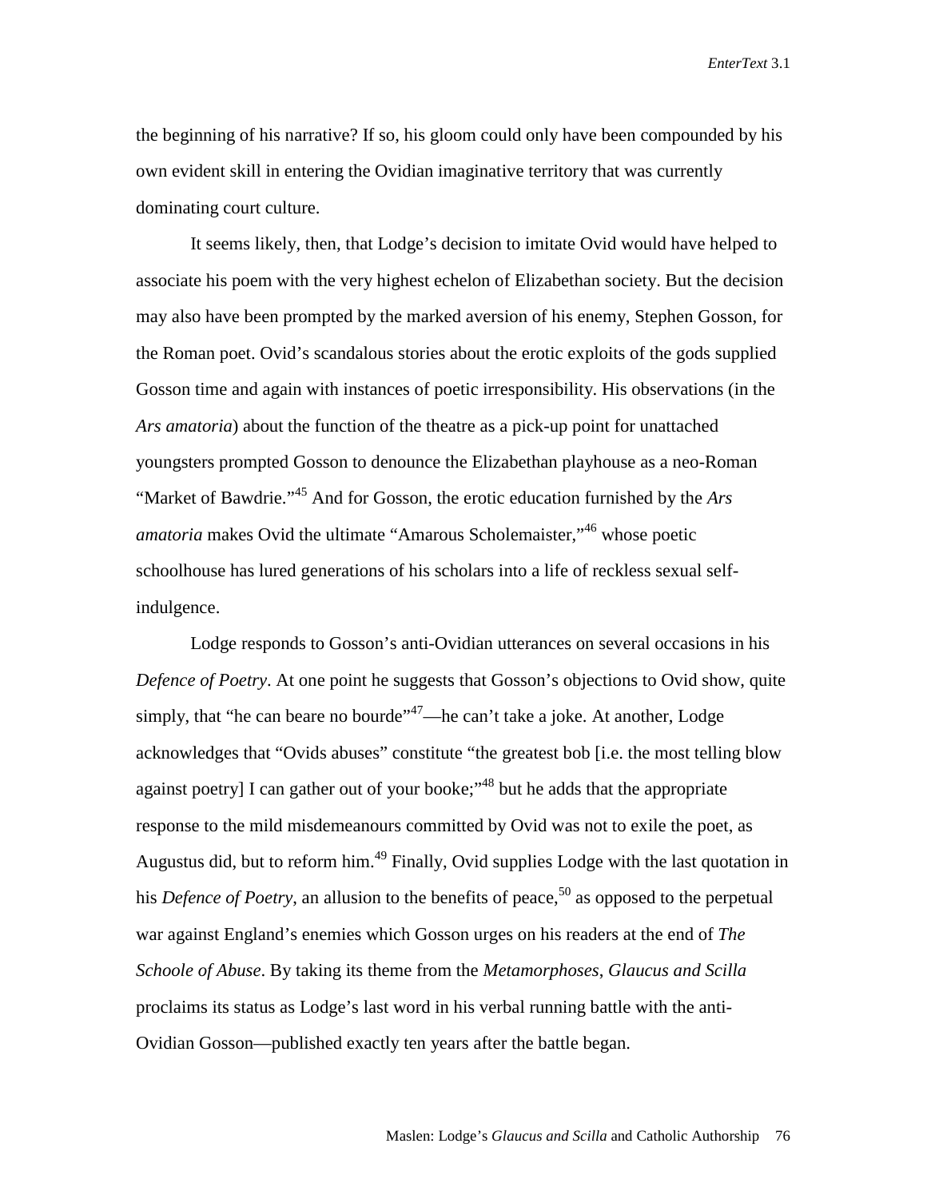the beginning of his narrative? If so, his gloom could only have been compounded by his own evident skill in entering the Ovidian imaginative territory that was currently dominating court culture.

It seems likely, then, that Lodge's decision to imitate Ovid would have helped to associate his poem with the very highest echelon of Elizabethan society. But the decision may also have been prompted by the marked aversion of his enemy, Stephen Gosson, for the Roman poet. Ovid's scandalous stories about the erotic exploits of the gods supplied Gosson time and again with instances of poetic irresponsibility. His observations (in the *Ars amatoria*) about the function of the theatre as a pick-up point for unattached youngsters prompted Gosson to denounce the Elizabethan playhouse as a neo-Roman "Market of Bawdrie."[45] And for Gosson, the erotic education furnished by the *Ars amatoria* makes Ovid the ultimate "Amarous Scholemaister,"[46] whose poetic schoolhouse has lured generations of his scholars into a life of reckless sexual self-indulgence.

Lodge responds to Gosson's anti-Ovidian utterances on several occasions in his *Defence of Poetry*. At one point he suggests that Gosson's objections to Ovid show, quite simply, that "he can beare no bourde"[47]—he can't take a joke. At another, Lodge acknowledges that "Ovids abuses" constitute "the greatest bob [i.e. the most telling blow against poetry] I can gather out of your booke;"[48] but he adds that the appropriate response to the mild misdemeanours committed by Ovid was not to exile the poet, as Augustus did, but to reform him.[49] Finally, Ovid supplies Lodge with the last quotation in his *Defence of Poetry*, an allusion to the benefits of peace,[50] as opposed to the perpetual war against England's enemies which Gosson urges on his readers at the end of *The Schoole of Abuse*. By taking its theme from the *Metamorphoses*, *Glaucus and Scilla* proclaims its status as Lodge's last word in his verbal running battle with the anti-Ovidian Gosson—published exactly ten years after the battle began.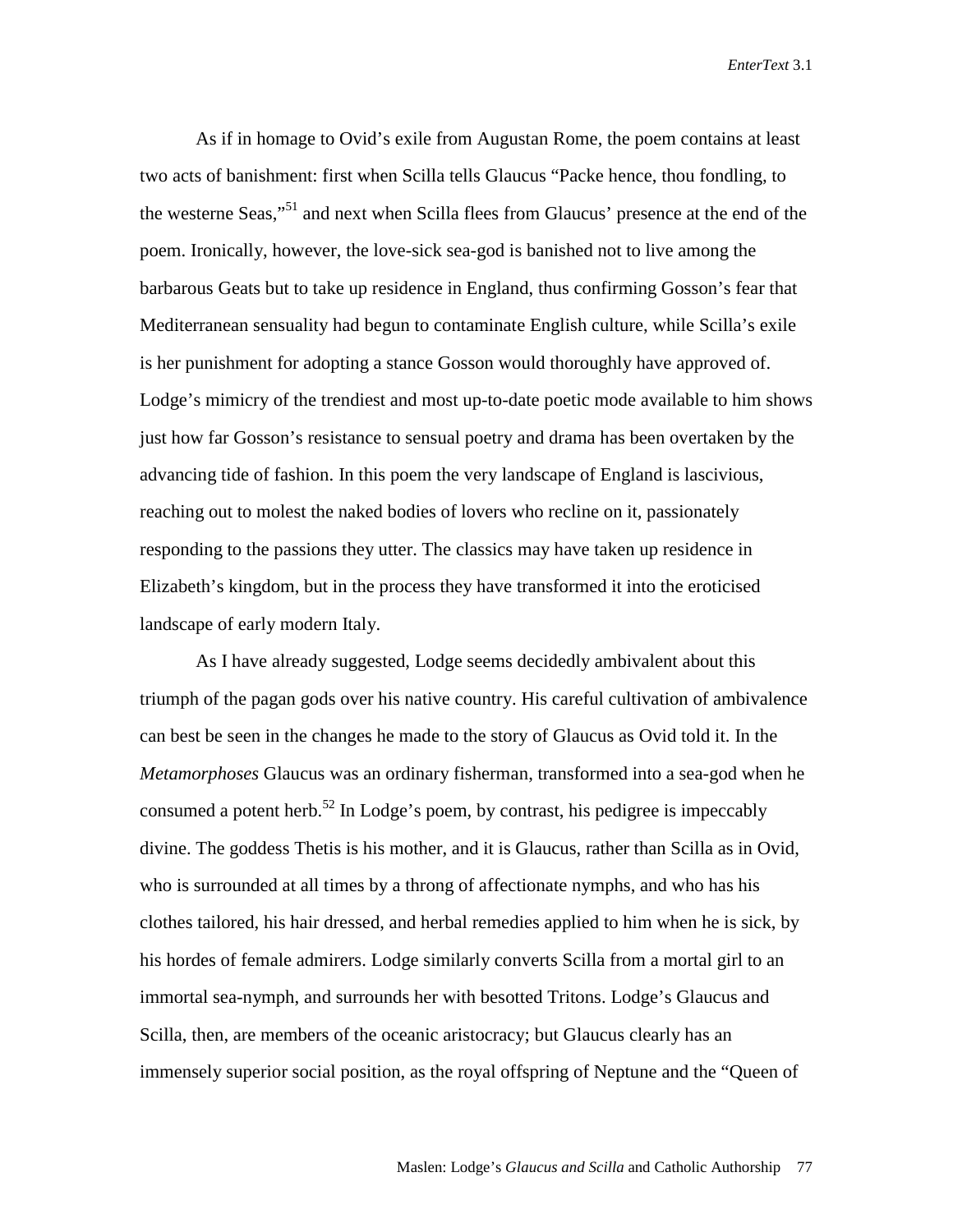As if in homage to Ovid's exile from Augustan Rome, the poem contains at least two acts of banishment: first when Scilla tells Glaucus "Packe hence, thou fondling, to the westerne Seas,"[51] and next when Scilla flees from Glaucus' presence at the end of the poem. Ironically, however, the love-sick sea-god is banished not to live among the barbarous Geats but to take up residence in England, thus confirming Gosson's fear that Mediterranean sensuality had begun to contaminate English culture, while Scilla's exile is her punishment for adopting a stance Gosson would thoroughly have approved of. Lodge's mimicry of the trendiest and most up-to-date poetic mode available to him shows just how far Gosson's resistance to sensual poetry and drama has been overtaken by the advancing tide of fashion. In this poem the very landscape of England is lascivious, reaching out to molest the naked bodies of lovers who recline on it, passionately responding to the passions they utter. The classics may have taken up residence in Elizabeth's kingdom, but in the process they have transformed it into the eroticised landscape of early modern Italy.

As I have already suggested, Lodge seems decidedly ambivalent about this triumph of the pagan gods over his native country. His careful cultivation of ambivalence can best be seen in the changes he made to the story of Glaucus as Ovid told it. In the *Metamorphoses* Glaucus was an ordinary fisherman, transformed into a sea-god when he consumed a potent herb.[52] In Lodge's poem, by contrast, his pedigree is impeccably divine. The goddess Thetis is his mother, and it is Glaucus, rather than Scilla as in Ovid, who is surrounded at all times by a throng of affectionate nymphs, and who has his clothes tailored, his hair dressed, and herbal remedies applied to him when he is sick, by his hordes of female admirers. Lodge similarly converts Scilla from a mortal girl to an immortal sea-nymph, and surrounds her with besotted Tritons. Lodge's Glaucus and Scilla, then, are members of the oceanic aristocracy; but Glaucus clearly has an immensely superior social position, as the royal offspring of Neptune and the "Queen of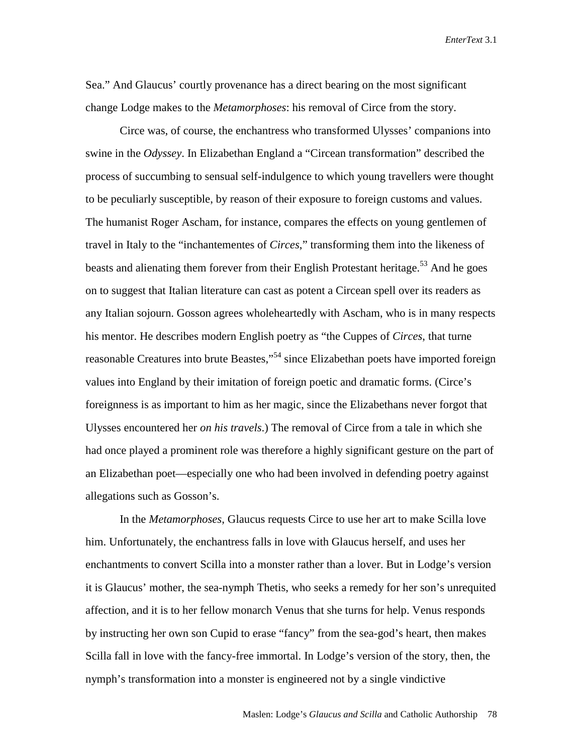Sea." And Glaucus' courtly provenance has a direct bearing on the most significant change Lodge makes to the *Metamorphoses*: his removal of Circe from the story.

Circe was, of course, the enchantress who transformed Ulysses' companions into swine in the *Odyssey*. In Elizabethan England a "Circean transformation" described the process of succumbing to sensual self-indulgence to which young travellers were thought to be peculiarly susceptible, by reason of their exposure to foreign customs and values. The humanist Roger Ascham, for instance, compares the effects on young gentlemen of travel in Italy to the "inchantementes of *Circes*," transforming them into the likeness of beasts and alienating them forever from their English Protestant heritage.[53] And he goes on to suggest that Italian literature can cast as potent a Circean spell over its readers as any Italian sojourn. Gosson agrees wholeheartedly with Ascham, who is in many respects his mentor. He describes modern English poetry as "the Cuppes of *Circes*, that turne reasonable Creatures into brute Beastes,"[54] since Elizabethan poets have imported foreign values into England by their imitation of foreign poetic and dramatic forms. (Circe's foreignness is as important to him as her magic, since the Elizabethans never forgot that Ulysses encountered her *on his travels*.) The removal of Circe from a tale in which she had once played a prominent role was therefore a highly significant gesture on the part of an Elizabethan poet—especially one who had been involved in defending poetry against allegations such as Gosson's.

In the *Metamorphoses*, Glaucus requests Circe to use her art to make Scilla love him. Unfortunately, the enchantress falls in love with Glaucus herself, and uses her enchantments to convert Scilla into a monster rather than a lover. But in Lodge's version it is Glaucus' mother, the sea-nymph Thetis, who seeks a remedy for her son's unrequited affection, and it is to her fellow monarch Venus that she turns for help. Venus responds by instructing her own son Cupid to erase "fancy" from the sea-god's heart, then makes Scilla fall in love with the fancy-free immortal. In Lodge's version of the story, then, the nymph's transformation into a monster is engineered not by a single vindictive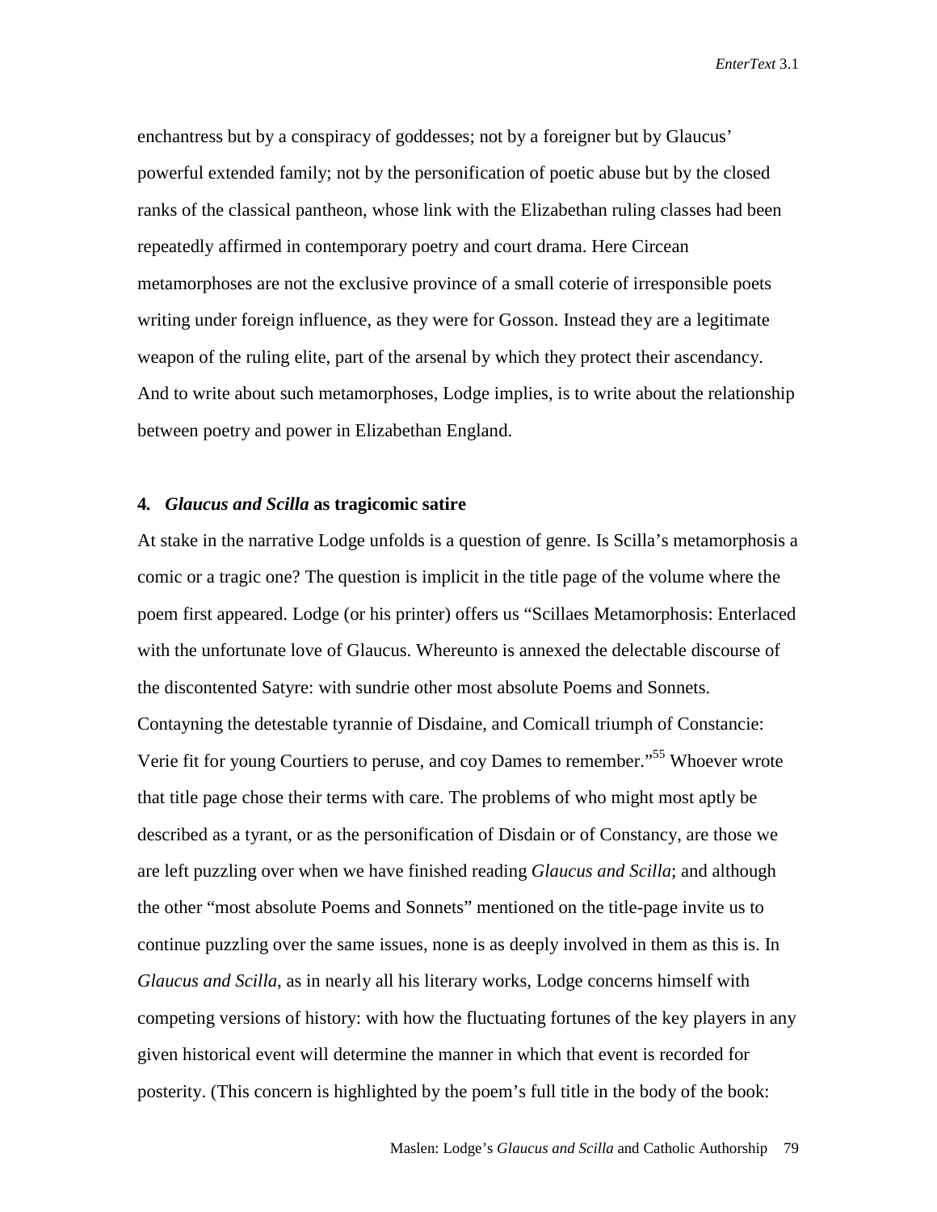enchantress but by a conspiracy of goddesses; not by a foreigner but by Glaucus' powerful extended family; not by the personification of poetic abuse but by the closed ranks of the classical pantheon, whose link with the Elizabethan ruling classes had been repeatedly affirmed in contemporary poetry and court drama. Here Circean metamorphoses are not the exclusive province of a small coterie of irresponsible poets writing under foreign influence, as they were for Gosson. Instead they are a legitimate weapon of the ruling elite, part of the arsenal by which they protect their ascendancy. And to write about such metamorphoses, Lodge implies, is to write about the relationship between poetry and power in Elizabethan England.

## 4. *Glaucus and Scilla* as tragicomic satire

At stake in the narrative Lodge unfolds is a question of genre. Is Scilla's metamorphosis a comic or a tragic one? The question is implicit in the title page of the volume where the poem first appeared. Lodge (or his printer) offers us "Scillaes Metamorphosis: Enterlaced with the unfortunate love of Glaucus. Whereunto is annexed the delectable discourse of the discontented Satyre: with sundrie other most absolute Poems and Sonnets. Contayning the detestable tyrannie of Disdaine, and Comicall triumph of Constancie: Verie fit for young Courtiers to peruse, and coy Dames to remember."[55] Whoever wrote that title page chose their terms with care. The problems of who might most aptly be described as a tyrant, or as the personification of Disdain or of Constancy, are those we are left puzzling over when we have finished reading *Glaucus and Scilla*; and although the other "most absolute Poems and Sonnets" mentioned on the title-page invite us to continue puzzling over the same issues, none is as deeply involved in them as this is. In *Glaucus and Scilla*, as in nearly all his literary works, Lodge concerns himself with competing versions of history: with how the fluctuating fortunes of the key players in any given historical event will determine the manner in which that event is recorded for posterity. (This concern is highlighted by the poem's full title in the body of the book: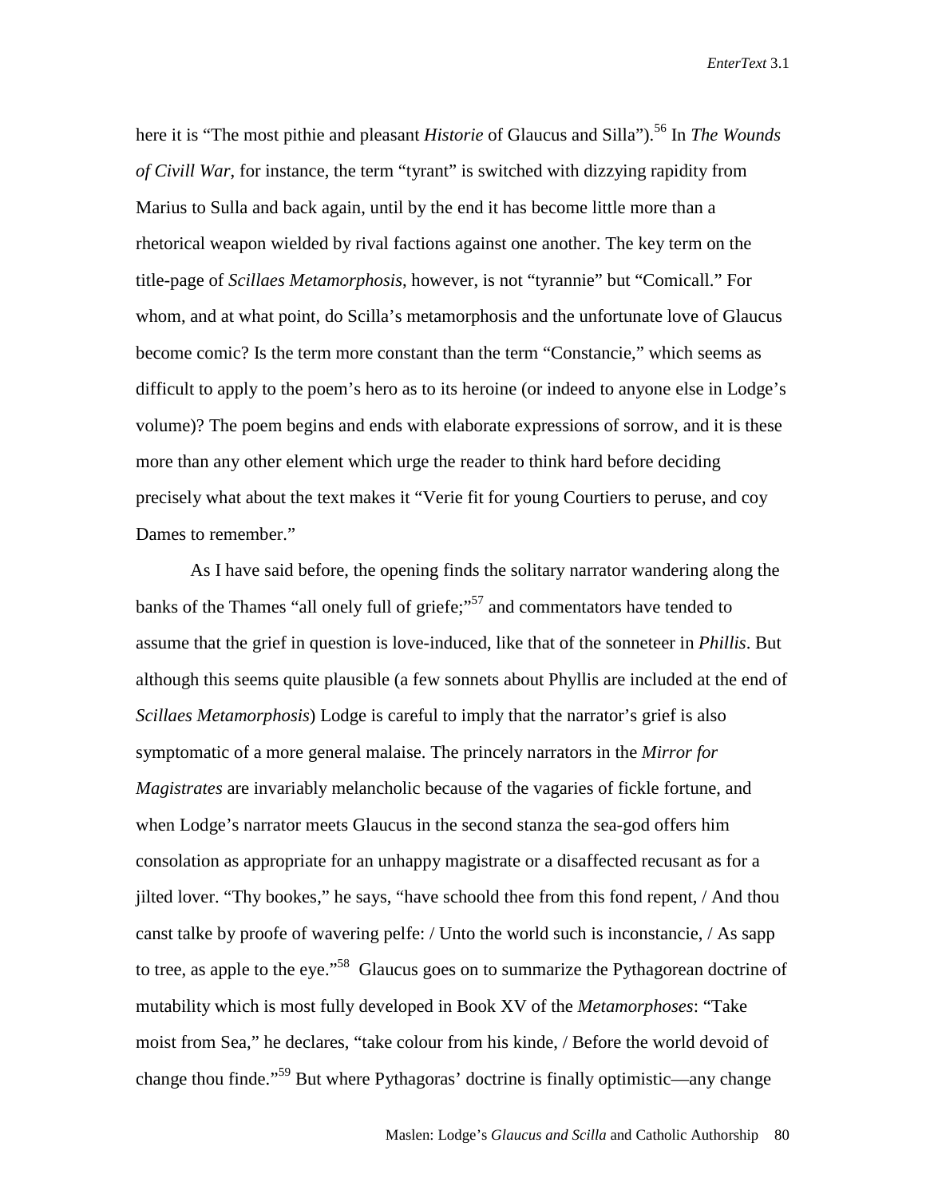here it is "The most pithie and pleasant *Historie* of Glaucus and Silla").[56] In *The Wounds of Civill War*, for instance, the term "tyrant" is switched with dizzying rapidity from Marius to Sulla and back again, until by the end it has become little more than a rhetorical weapon wielded by rival factions against one another. The key term on the title-page of *Scillaes Metamorphosis*, however, is not "tyrannie" but "Comicall." For whom, and at what point, do Scilla's metamorphosis and the unfortunate love of Glaucus become comic? Is the term more constant than the term "Constancie," which seems as difficult to apply to the poem's hero as to its heroine (or indeed to anyone else in Lodge's volume)? The poem begins and ends with elaborate expressions of sorrow, and it is these more than any other element which urge the reader to think hard before deciding precisely what about the text makes it "Verie fit for young Courtiers to peruse, and coy Dames to remember."

As I have said before, the opening finds the solitary narrator wandering along the banks of the Thames "all onely full of griefe;"[57] and commentators have tended to assume that the grief in question is love-induced, like that of the sonneteer in *Phillis*. But although this seems quite plausible (a few sonnets about Phyllis are included at the end of *Scillaes Metamorphosis*) Lodge is careful to imply that the narrator's grief is also symptomatic of a more general malaise. The princely narrators in the *Mirror for Magistrates* are invariably melancholic because of the vagaries of fickle fortune, and when Lodge's narrator meets Glaucus in the second stanza the sea-god offers him consolation as appropriate for an unhappy magistrate or a disaffected recusant as for a jilted lover. "Thy bookes," he says, "have schoold thee from this fond repent, / And thou canst talke by proofe of wavering pelfe: / Unto the world such is inconstancie, / As sapp to tree, as apple to the eye."[58] Glaucus goes on to summarize the Pythagorean doctrine of mutability which is most fully developed in Book XV of the *Metamorphoses*: "Take moist from Sea," he declares, "take colour from his kinde, / Before the world devoid of change thou finde."[59] But where Pythagoras' doctrine is finally optimistic—any change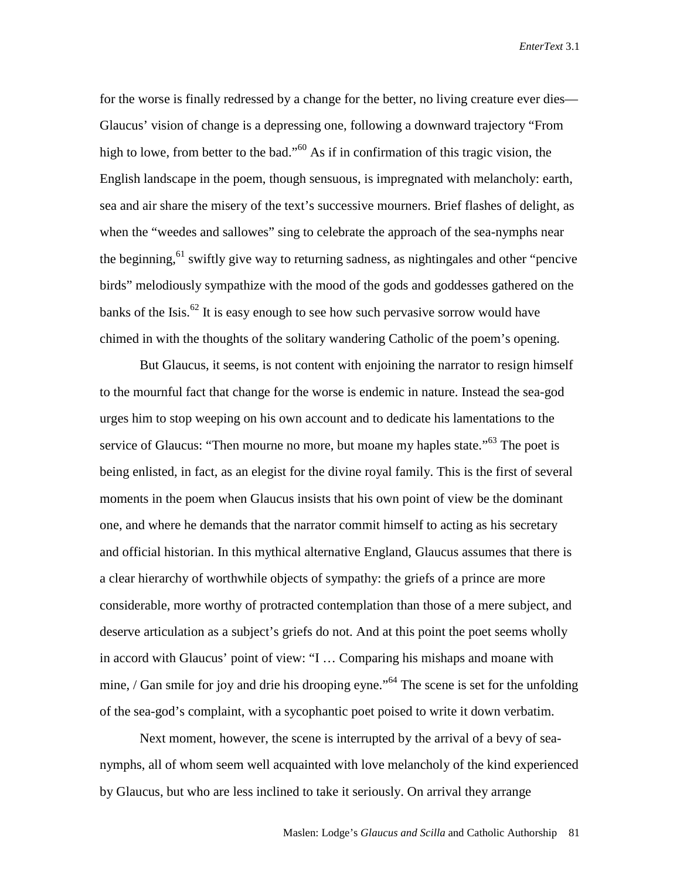for the worse is finally redressed by a change for the better, no living creature ever dies—Glaucus' vision of change is a depressing one, following a downward trajectory "From high to lowe, from better to the bad."[60] As if in confirmation of this tragic vision, the English landscape in the poem, though sensuous, is impregnated with melancholy: earth, sea and air share the misery of the text's successive mourners. Brief flashes of delight, as when the "weedes and sallowes" sing to celebrate the approach of the sea-nymphs near the beginning,[61] swiftly give way to returning sadness, as nightingales and other "pencive birds" melodiously sympathize with the mood of the gods and goddesses gathered on the banks of the Isis.[62] It is easy enough to see how such pervasive sorrow would have chimed in with the thoughts of the solitary wandering Catholic of the poem's opening.

But Glaucus, it seems, is not content with enjoining the narrator to resign himself to the mournful fact that change for the worse is endemic in nature. Instead the sea-god urges him to stop weeping on his own account and to dedicate his lamentations to the service of Glaucus: "Then mourne no more, but moane my haples state."[63] The poet is being enlisted, in fact, as an elegist for the divine royal family. This is the first of several moments in the poem when Glaucus insists that his own point of view be the dominant one, and where he demands that the narrator commit himself to acting as his secretary and official historian. In this mythical alternative England, Glaucus assumes that there is a clear hierarchy of worthwhile objects of sympathy: the griefs of a prince are more considerable, more worthy of protracted contemplation than those of a mere subject, and deserve articulation as a subject's griefs do not. And at this point the poet seems wholly in accord with Glaucus' point of view: "I … Comparing his mishaps and moane with mine, / Gan smile for joy and drie his drooping eyne."[64] The scene is set for the unfolding of the sea-god's complaint, with a sycophantic poet poised to write it down verbatim.

Next moment, however, the scene is interrupted by the arrival of a bevy of sea-nymphs, all of whom seem well acquainted with love melancholy of the kind experienced by Glaucus, but who are less inclined to take it seriously. On arrival they arrange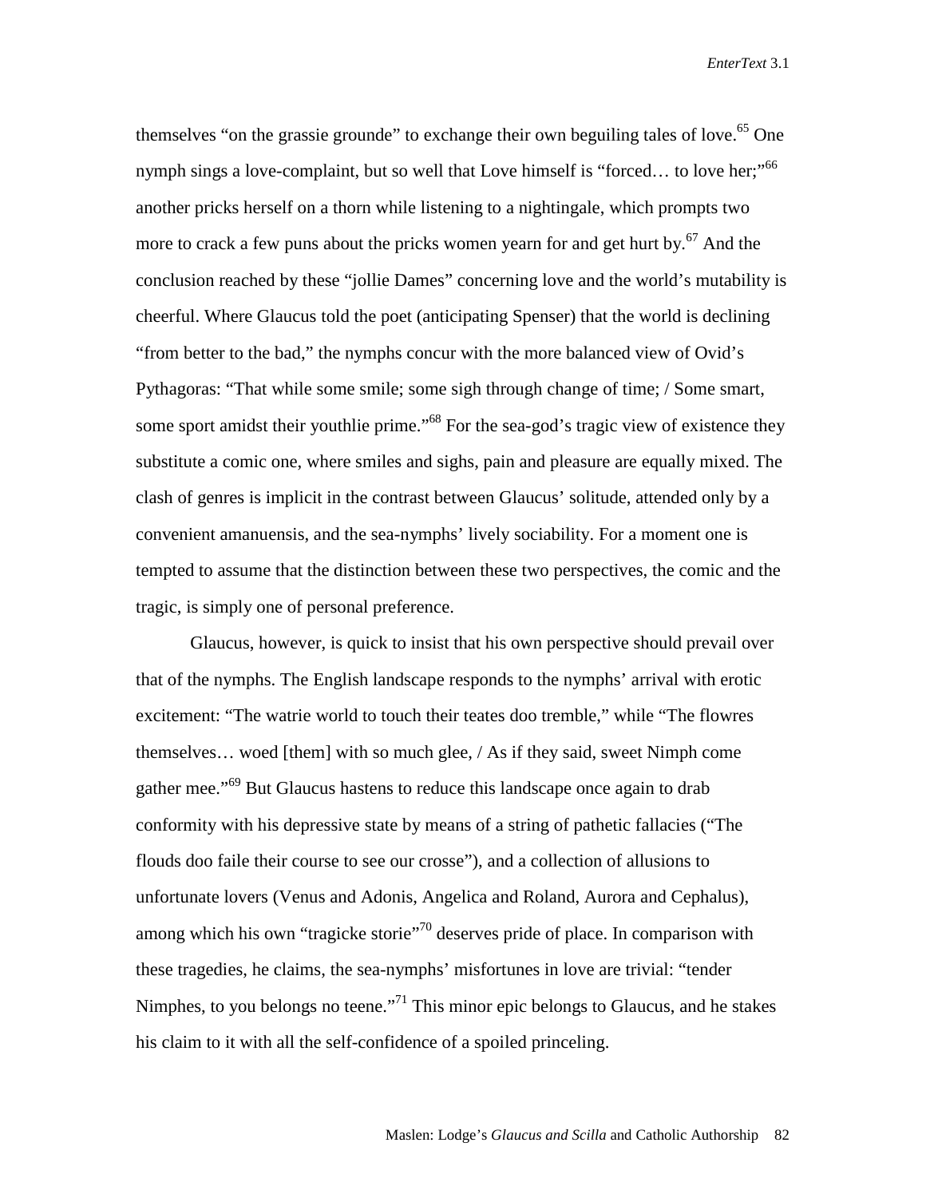themselves "on the grassie grounde" to exchange their own beguiling tales of love.[65] One nymph sings a love-complaint, but so well that Love himself is "forced… to love her;"[66] another pricks herself on a thorn while listening to a nightingale, which prompts two more to crack a few puns about the pricks women yearn for and get hurt by.[67] And the conclusion reached by these "jollie Dames" concerning love and the world's mutability is cheerful. Where Glaucus told the poet (anticipating Spenser) that the world is declining "from better to the bad," the nymphs concur with the more balanced view of Ovid's Pythagoras: "That while some smile; some sigh through change of time; / Some smart, some sport amidst their youthlie prime."[68] For the sea-god's tragic view of existence they substitute a comic one, where smiles and sighs, pain and pleasure are equally mixed. The clash of genres is implicit in the contrast between Glaucus' solitude, attended only by a convenient amanuensis, and the sea-nymphs' lively sociability. For a moment one is tempted to assume that the distinction between these two perspectives, the comic and the tragic, is simply one of personal preference.

Glaucus, however, is quick to insist that his own perspective should prevail over that of the nymphs. The English landscape responds to the nymphs' arrival with erotic excitement: "The watrie world to touch their teates doo tremble," while "The flowres themselves… woed [them] with so much glee, / As if they said, sweet Nimph come gather mee."[69] But Glaucus hastens to reduce this landscape once again to drab conformity with his depressive state by means of a string of pathetic fallacies ("The flouds doo faile their course to see our crosse"), and a collection of allusions to unfortunate lovers (Venus and Adonis, Angelica and Roland, Aurora and Cephalus), among which his own "tragicke storie"[70] deserves pride of place. In comparison with these tragedies, he claims, the sea-nymphs' misfortunes in love are trivial: "tender Nimphes, to you belongs no teene."[71] This minor epic belongs to Glaucus, and he stakes his claim to it with all the self-confidence of a spoiled princeling.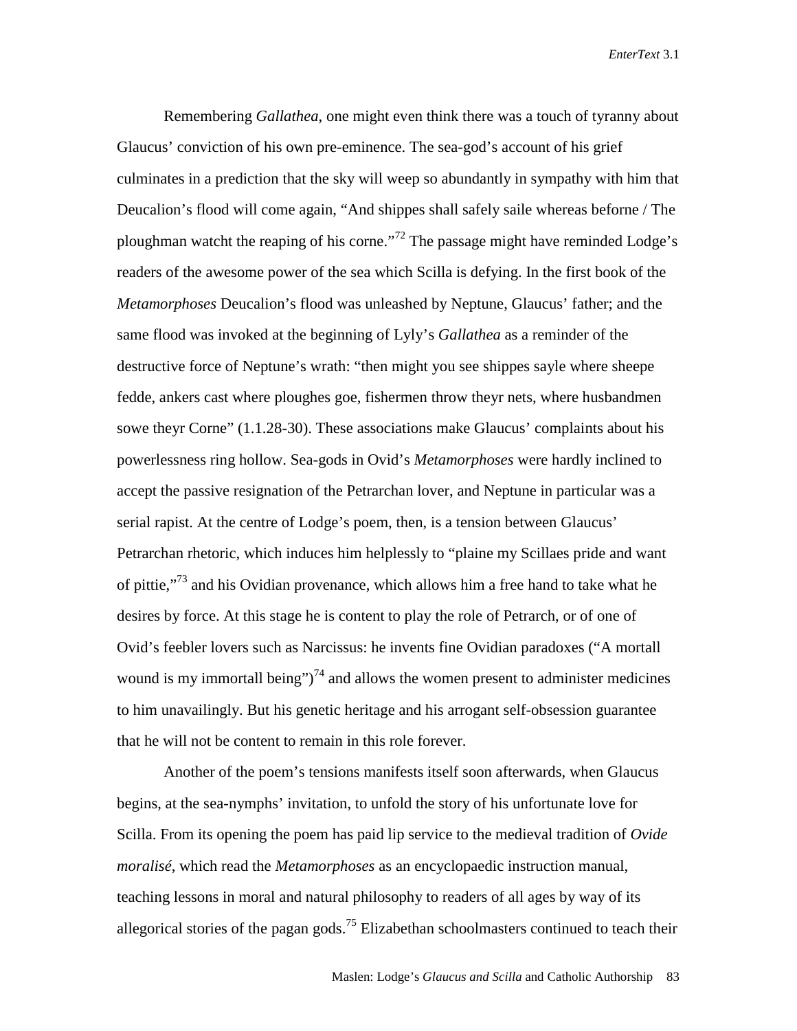Remembering *Gallathea*, one might even think there was a touch of tyranny about Glaucus' conviction of his own pre-eminence. The sea-god's account of his grief culminates in a prediction that the sky will weep so abundantly in sympathy with him that Deucalion's flood will come again, "And shippes shall safely saile whereas beforne / The ploughman watcht the reaping of his corne."[72] The passage might have reminded Lodge's readers of the awesome power of the sea which Scilla is defying. In the first book of the *Metamorphoses* Deucalion's flood was unleashed by Neptune, Glaucus' father; and the same flood was invoked at the beginning of Lyly's *Gallathea* as a reminder of the destructive force of Neptune's wrath: "then might you see shippes sayle where sheepe fedde, ankers cast where ploughes goe, fishermen throw theyr nets, where husbandmen sowe theyr Corne" (1.1.28-30). These associations make Glaucus' complaints about his powerlessness ring hollow. Sea-gods in Ovid's *Metamorphoses* were hardly inclined to accept the passive resignation of the Petrarchan lover, and Neptune in particular was a serial rapist. At the centre of Lodge's poem, then, is a tension between Glaucus' Petrarchan rhetoric, which induces him helplessly to "plaine my Scillaes pride and want of pittie,"[73] and his Ovidian provenance, which allows him a free hand to take what he desires by force. At this stage he is content to play the role of Petrarch, or of one of Ovid's feebler lovers such as Narcissus: he invents fine Ovidian paradoxes ("A mortall wound is my immortall being")[74] and allows the women present to administer medicines to him unavailingly. But his genetic heritage and his arrogant self-obsession guarantee that he will not be content to remain in this role forever.

Another of the poem's tensions manifests itself soon afterwards, when Glaucus begins, at the sea-nymphs' invitation, to unfold the story of his unfortunate love for Scilla. From its opening the poem has paid lip service to the medieval tradition of *Ovide moralisé*, which read the *Metamorphoses* as an encyclopaedic instruction manual, teaching lessons in moral and natural philosophy to readers of all ages by way of its allegorical stories of the pagan gods.[75] Elizabethan schoolmasters continued to teach their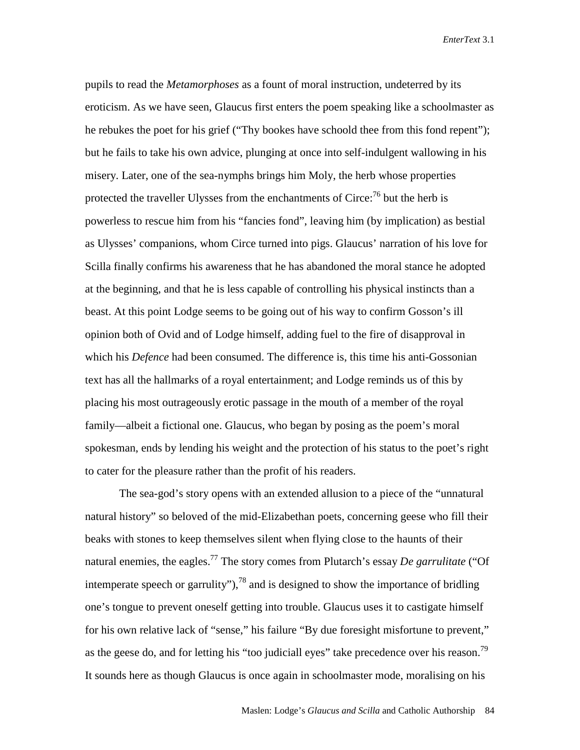pupils to read the *Metamorphoses* as a fount of moral instruction, undeterred by its eroticism. As we have seen, Glaucus first enters the poem speaking like a schoolmaster as he rebukes the poet for his grief ("Thy bookes have schoold thee from this fond repent"); but he fails to take his own advice, plunging at once into self-indulgent wallowing in his misery. Later, one of the sea-nymphs brings him Moly, the herb whose properties protected the traveller Ulysses from the enchantments of Circe:[76] but the herb is powerless to rescue him from his "fancies fond", leaving him (by implication) as bestial as Ulysses' companions, whom Circe turned into pigs. Glaucus' narration of his love for Scilla finally confirms his awareness that he has abandoned the moral stance he adopted at the beginning, and that he is less capable of controlling his physical instincts than a beast. At this point Lodge seems to be going out of his way to confirm Gosson's ill opinion both of Ovid and of Lodge himself, adding fuel to the fire of disapproval in which his *Defence* had been consumed. The difference is, this time his anti-Gossonian text has all the hallmarks of a royal entertainment; and Lodge reminds us of this by placing his most outrageously erotic passage in the mouth of a member of the royal family—albeit a fictional one. Glaucus, who began by posing as the poem's moral spokesman, ends by lending his weight and the protection of his status to the poet's right to cater for the pleasure rather than the profit of his readers.

The sea-god's story opens with an extended allusion to a piece of the "unnatural natural history" so beloved of the mid-Elizabethan poets, concerning geese who fill their beaks with stones to keep themselves silent when flying close to the haunts of their natural enemies, the eagles.[77] The story comes from Plutarch's essay *De garrulitate* ("Of intemperate speech or garrulity"),[78] and is designed to show the importance of bridling one's tongue to prevent oneself getting into trouble. Glaucus uses it to castigate himself for his own relative lack of "sense," his failure "By due foresight misfortune to prevent," as the geese do, and for letting his "too judiciall eyes" take precedence over his reason.[79] It sounds here as though Glaucus is once again in schoolmaster mode, moralising on his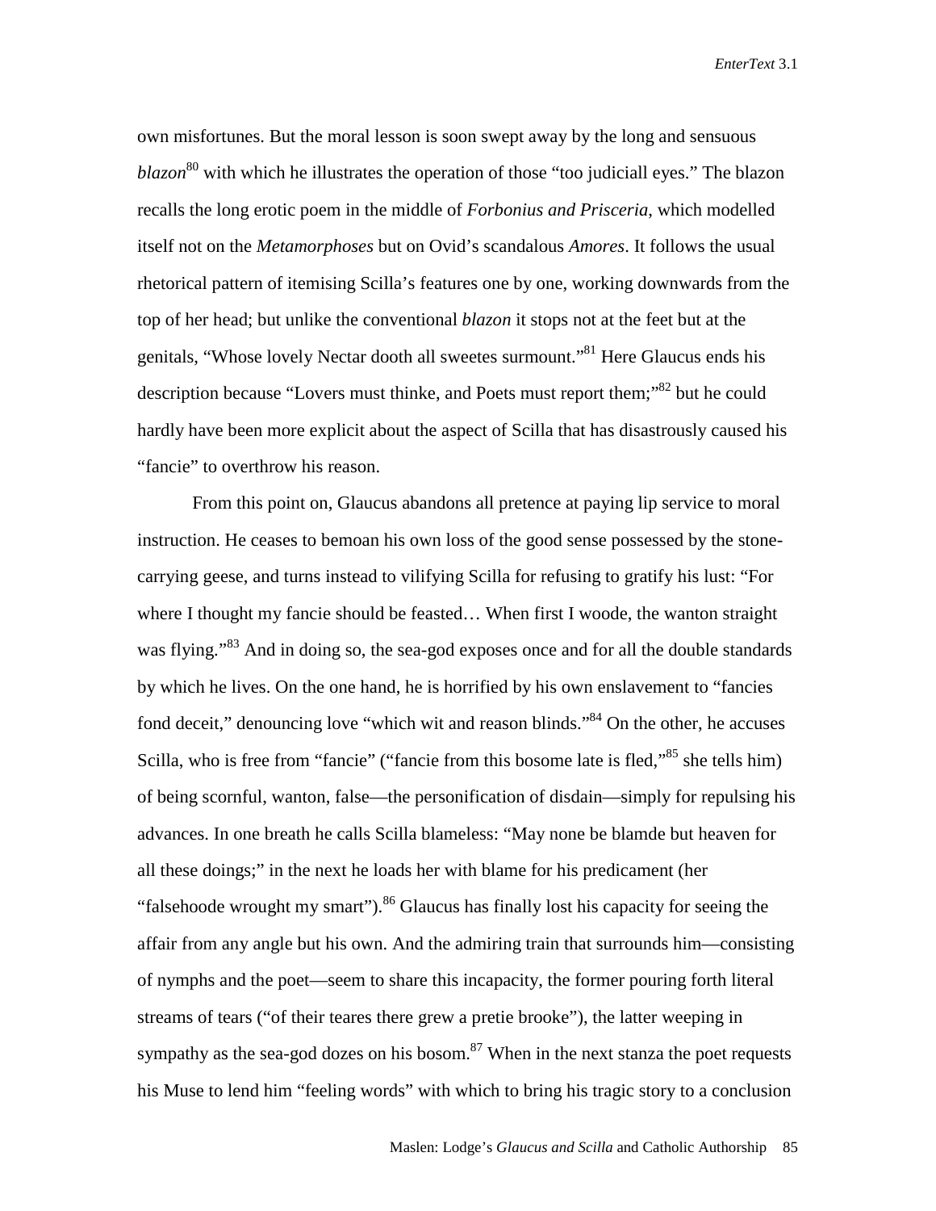own misfortunes. But the moral lesson is soon swept away by the long and sensuous *blazon*[80] with which he illustrates the operation of those "too judiciall eyes." The blazon recalls the long erotic poem in the middle of *Forbonius and Prisceria*, which modelled itself not on the *Metamorphoses* but on Ovid's scandalous *Amores*. It follows the usual rhetorical pattern of itemising Scilla's features one by one, working downwards from the top of her head; but unlike the conventional *blazon* it stops not at the feet but at the genitals, "Whose lovely Nectar dooth all sweetes surmount."[81] Here Glaucus ends his description because "Lovers must thinke, and Poets must report them;"[82] but he could hardly have been more explicit about the aspect of Scilla that has disastrously caused his "fancie" to overthrow his reason.

From this point on, Glaucus abandons all pretence at paying lip service to moral instruction. He ceases to bemoan his own loss of the good sense possessed by the stone-carrying geese, and turns instead to vilifying Scilla for refusing to gratify his lust: "For where I thought my fancie should be feasted… When first I woode, the wanton straight was flying."[83] And in doing so, the sea-god exposes once and for all the double standards by which he lives. On the one hand, he is horrified by his own enslavement to "fancies fond deceit," denouncing love "which wit and reason blinds."[84] On the other, he accuses Scilla, who is free from "fancie" ("fancie from this bosome late is fled,"[85] she tells him) of being scornful, wanton, false—the personification of disdain—simply for repulsing his advances. In one breath he calls Scilla blameless: "May none be blamde but heaven for all these doings;" in the next he loads her with blame for his predicament (her "falsehoode wrought my smart").[86] Glaucus has finally lost his capacity for seeing the affair from any angle but his own. And the admiring train that surrounds him—consisting of nymphs and the poet—seem to share this incapacity, the former pouring forth literal streams of tears ("of their teares there grew a pretie brooke"), the latter weeping in sympathy as the sea-god dozes on his bosom.[87] When in the next stanza the poet requests his Muse to lend him "feeling words" with which to bring his tragic story to a conclusion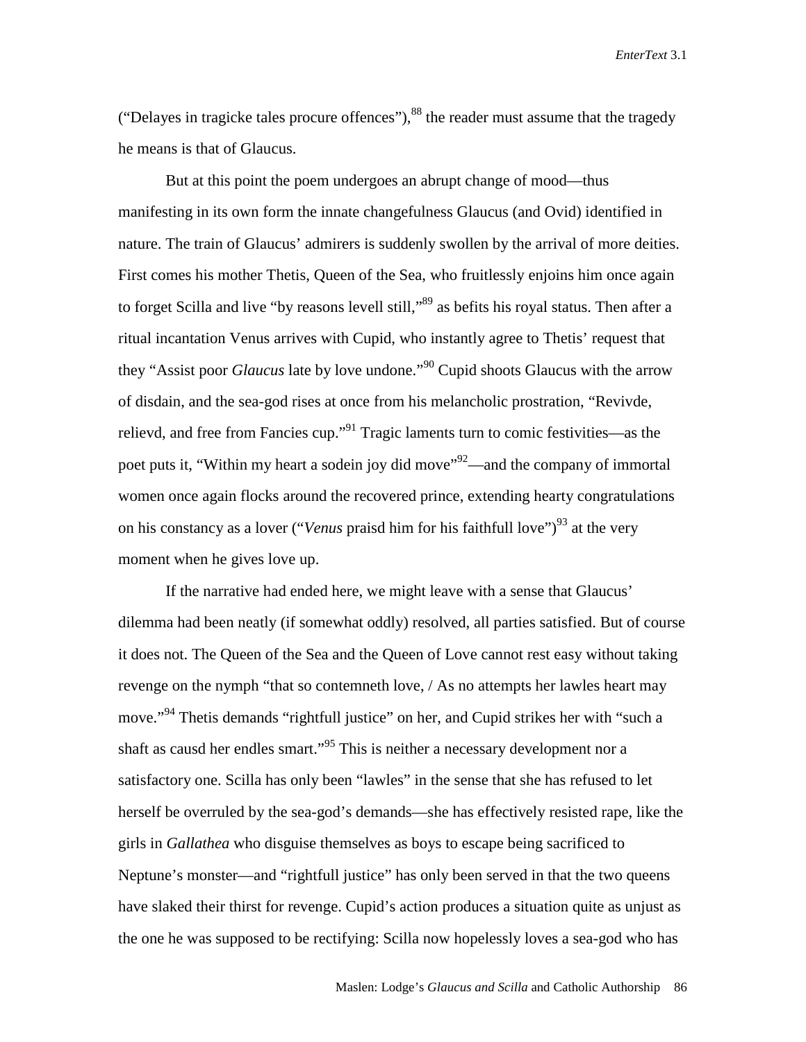("Delayes in tragicke tales procure offences"),[88] the reader must assume that the tragedy he means is that of Glaucus.

But at this point the poem undergoes an abrupt change of mood—thus manifesting in its own form the innate changefulness Glaucus (and Ovid) identified in nature. The train of Glaucus' admirers is suddenly swollen by the arrival of more deities. First comes his mother Thetis, Queen of the Sea, who fruitlessly enjoins him once again to forget Scilla and live "by reasons levell still,"[89] as befits his royal status. Then after a ritual incantation Venus arrives with Cupid, who instantly agree to Thetis' request that they "Assist poor *Glaucus* late by love undone."[90] Cupid shoots Glaucus with the arrow of disdain, and the sea-god rises at once from his melancholic prostration, "Revivde, relievd, and free from Fancies cup."[91] Tragic laments turn to comic festivities—as the poet puts it, "Within my heart a sodein joy did move"[92]—and the company of immortal women once again flocks around the recovered prince, extending hearty congratulations on his constancy as a lover ("*Venus* praisd him for his faithfull love")[93] at the very moment when he gives love up.

If the narrative had ended here, we might leave with a sense that Glaucus' dilemma had been neatly (if somewhat oddly) resolved, all parties satisfied. But of course it does not. The Queen of the Sea and the Queen of Love cannot rest easy without taking revenge on the nymph "that so contemneth love, / As no attempts her lawles heart may move."[94] Thetis demands "rightfull justice" on her, and Cupid strikes her with "such a shaft as causd her endles smart."[95] This is neither a necessary development nor a satisfactory one. Scilla has only been "lawles" in the sense that she has refused to let herself be overruled by the sea-god's demands—she has effectively resisted rape, like the girls in *Gallathea* who disguise themselves as boys to escape being sacrificed to Neptune's monster—and "rightfull justice" has only been served in that the two queens have slaked their thirst for revenge. Cupid's action produces a situation quite as unjust as the one he was supposed to be rectifying: Scilla now hopelessly loves a sea-god who has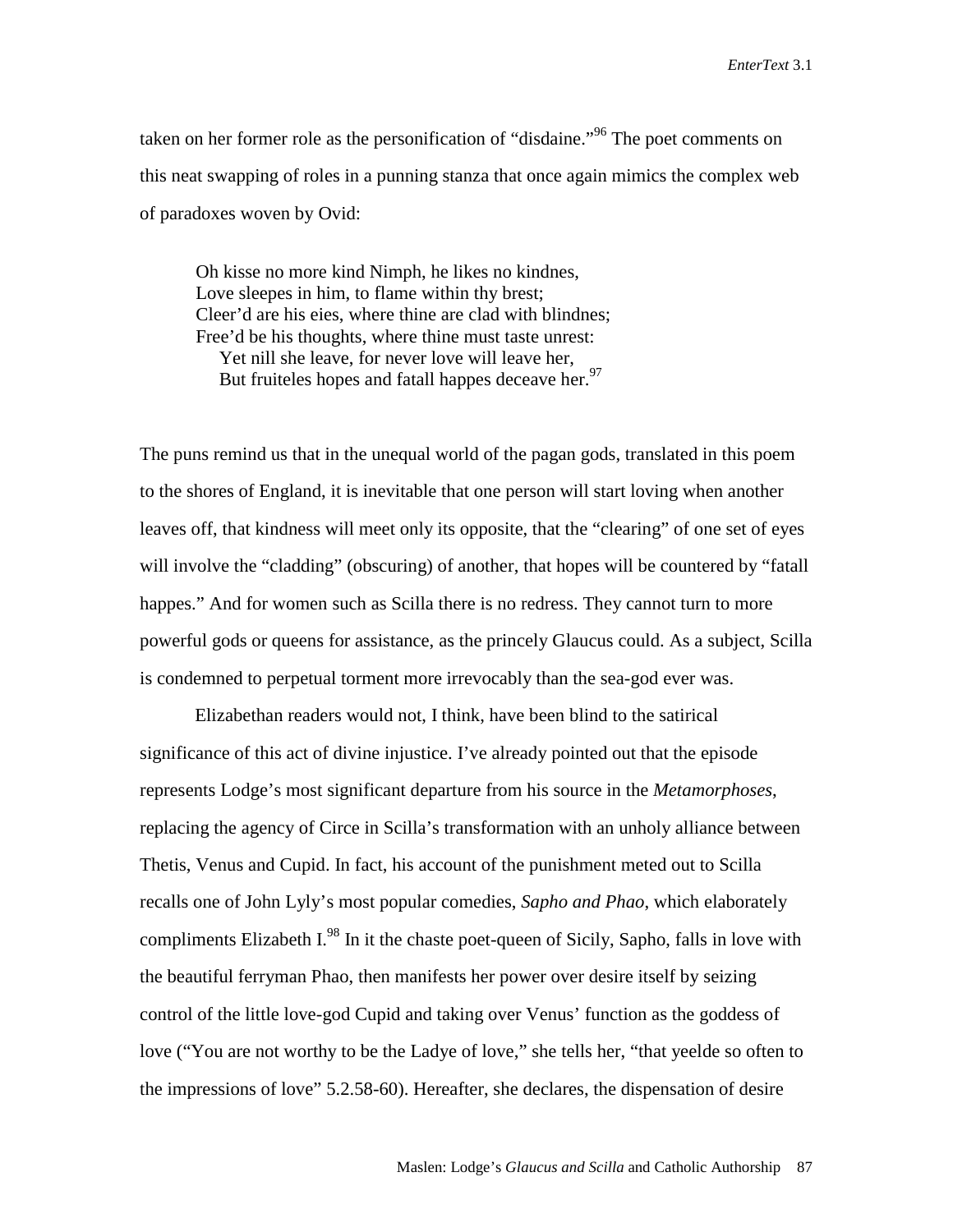taken on her former role as the personification of "disdaine."[96] The poet comments on this neat swapping of roles in a punning stanza that once again mimics the complex web of paradoxes woven by Ovid:

> Oh kisse no more kind Nimph, he likes no kindnes,
> Love sleepes in him, to flame within thy brest;
> Cleer'd are his eies, where thine are clad with blindnes;
> Free'd be his thoughts, where thine must taste unrest:
> &nbsp;&nbsp;&nbsp;&nbsp;Yet nill she leave, for never love will leave her,
> &nbsp;&nbsp;&nbsp;&nbsp;But fruiteles hopes and fatall happes deceave her.[97]

The puns remind us that in the unequal world of the pagan gods, translated in this poem to the shores of England, it is inevitable that one person will start loving when another leaves off, that kindness will meet only its opposite, that the "clearing" of one set of eyes will involve the "cladding" (obscuring) of another, that hopes will be countered by "fatall happes." And for women such as Scilla there is no redress. They cannot turn to more powerful gods or queens for assistance, as the princely Glaucus could. As a subject, Scilla is condemned to perpetual torment more irrevocably than the sea-god ever was.

Elizabethan readers would not, I think, have been blind to the satirical significance of this act of divine injustice. I've already pointed out that the episode represents Lodge's most significant departure from his source in the *Metamorphoses*, replacing the agency of Circe in Scilla's transformation with an unholy alliance between Thetis, Venus and Cupid. In fact, his account of the punishment meted out to Scilla recalls one of John Lyly's most popular comedies, *Sapho and Phao*, which elaborately compliments Elizabeth I.[98] In it the chaste poet-queen of Sicily, Sapho, falls in love with the beautiful ferryman Phao, then manifests her power over desire itself by seizing control of the little love-god Cupid and taking over Venus' function as the goddess of love ("You are not worthy to be the Ladye of love," she tells her, "that yeelde so often to the impressions of love" 5.2.58-60). Hereafter, she declares, the dispensation of desire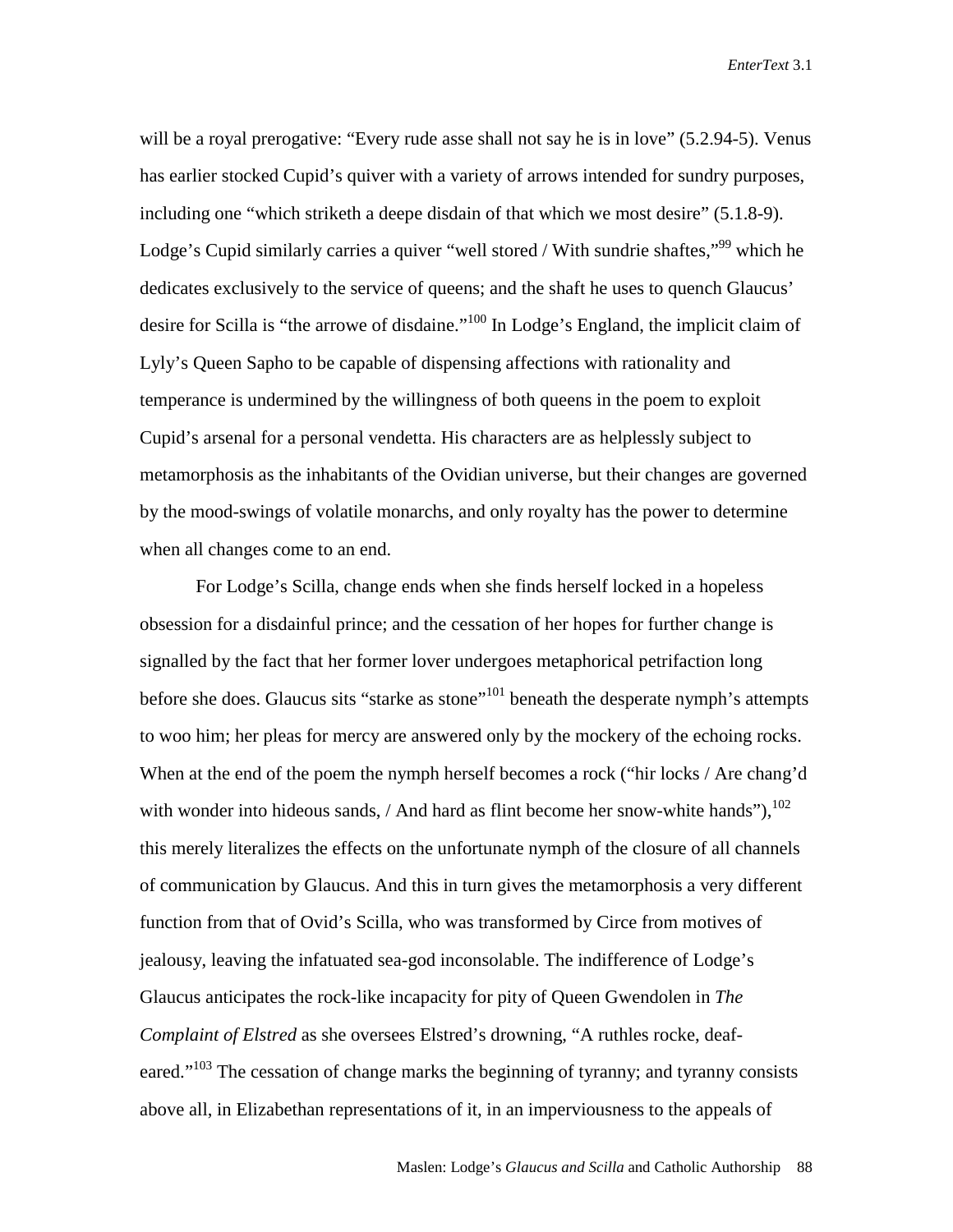will be a royal prerogative: “Every rude asse shall not say he is in love” (5.2.94-5). Venus has earlier stocked Cupid’s quiver with a variety of arrows intended for sundry purposes, including one “which striketh a deepe disdain of that which we most desire” (5.1.8-9). Lodge’s Cupid similarly carries a quiver “well stored / With sundrie shaftes,”[99] which he dedicates exclusively to the service of queens; and the shaft he uses to quench Glaucus’ desire for Scilla is “the arrowe of disdaine.”[100] In Lodge’s England, the implicit claim of Lyly’s Queen Sapho to be capable of dispensing affections with rationality and temperance is undermined by the willingness of both queens in the poem to exploit Cupid’s arsenal for a personal vendetta. His characters are as helplessly subject to metamorphosis as the inhabitants of the Ovidian universe, but their changes are governed by the mood-swings of volatile monarchs, and only royalty has the power to determine when all changes come to an end.

For Lodge’s Scilla, change ends when she finds herself locked in a hopeless obsession for a disdainful prince; and the cessation of her hopes for further change is signalled by the fact that her former lover undergoes metaphorical petrifaction long before she does. Glaucus sits “starke as stone”[101] beneath the desperate nymph’s attempts to woo him; her pleas for mercy are answered only by the mockery of the echoing rocks. When at the end of the poem the nymph herself becomes a rock (“hir locks / Are chang’d with wonder into hideous sands, / And hard as flint become her snow-white hands”),[102] this merely literalizes the effects on the unfortunate nymph of the closure of all channels of communication by Glaucus. And this in turn gives the metamorphosis a very different function from that of Ovid’s Scilla, who was transformed by Circe from motives of jealousy, leaving the infatuated sea-god inconsolable. The indifference of Lodge’s Glaucus anticipates the rock-like incapacity for pity of Queen Gwendolen in *The Complaint of Elstred* as she oversees Elstred’s drowning, “A ruthles rocke, deaf-eared.”[103] The cessation of change marks the beginning of tyranny; and tyranny consists above all, in Elizabethan representations of it, in an imperviousness to the appeals of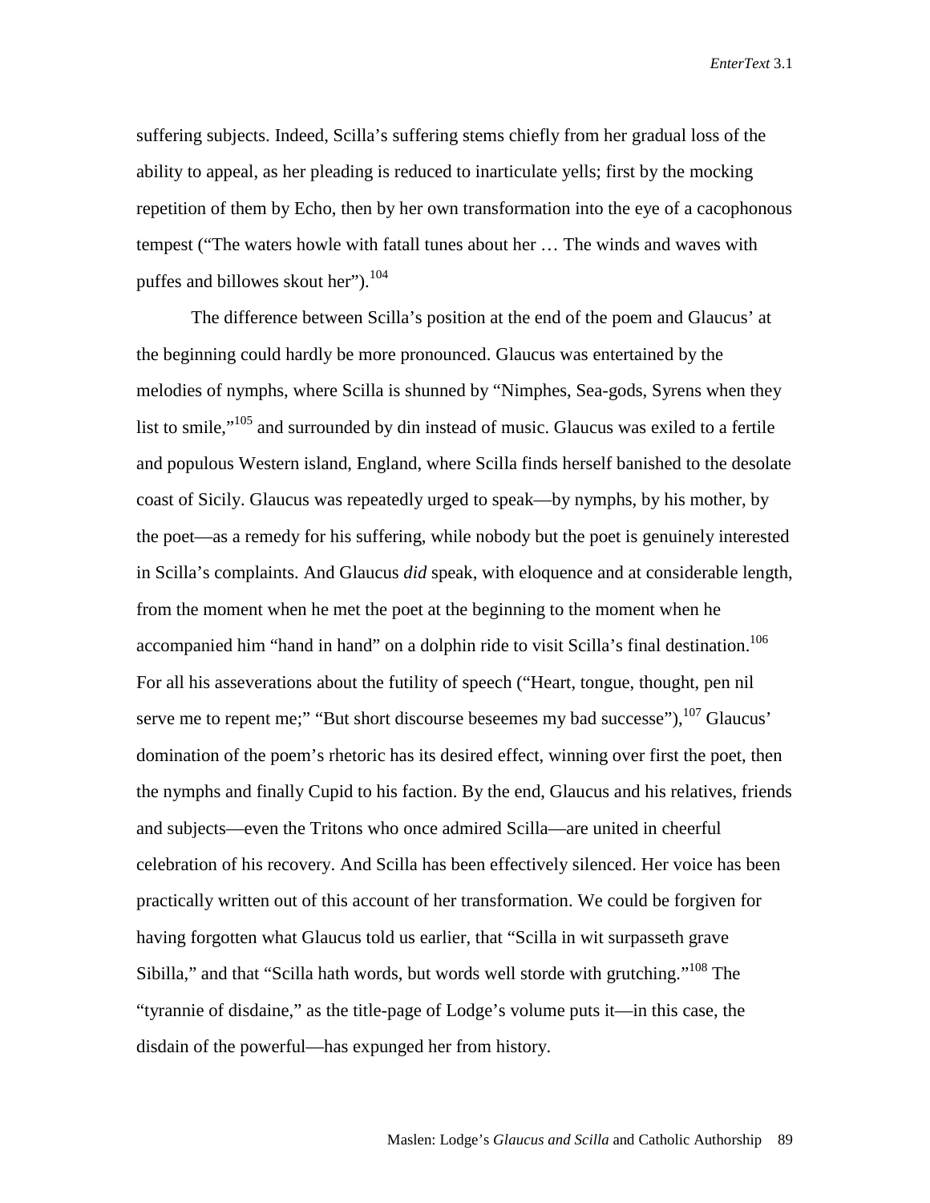suffering subjects. Indeed, Scilla's suffering stems chiefly from her gradual loss of the ability to appeal, as her pleading is reduced to inarticulate yells; first by the mocking repetition of them by Echo, then by her own transformation into the eye of a cacophonous tempest ("The waters howle with fatall tunes about her … The winds and waves with puffes and billowes skout her").[104]

The difference between Scilla's position at the end of the poem and Glaucus' at the beginning could hardly be more pronounced. Glaucus was entertained by the melodies of nymphs, where Scilla is shunned by "Nimphes, Sea-gods, Syrens when they list to smile,"[105] and surrounded by din instead of music. Glaucus was exiled to a fertile and populous Western island, England, where Scilla finds herself banished to the desolate coast of Sicily. Glaucus was repeatedly urged to speak—by nymphs, by his mother, by the poet—as a remedy for his suffering, while nobody but the poet is genuinely interested in Scilla's complaints. And Glaucus *did* speak, with eloquence and at considerable length, from the moment when he met the poet at the beginning to the moment when he accompanied him "hand in hand" on a dolphin ride to visit Scilla's final destination.[106] For all his asseverations about the futility of speech ("Heart, tongue, thought, pen nil serve me to repent me;" "But short discourse beseemes my bad successe"),[107] Glaucus' domination of the poem's rhetoric has its desired effect, winning over first the poet, then the nymphs and finally Cupid to his faction. By the end, Glaucus and his relatives, friends and subjects—even the Tritons who once admired Scilla—are united in cheerful celebration of his recovery. And Scilla has been effectively silenced. Her voice has been practically written out of this account of her transformation. We could be forgiven for having forgotten what Glaucus told us earlier, that "Scilla in wit surpasseth grave Sibilla," and that "Scilla hath words, but words well storde with grutching."[108] The "tyrannie of disdaine," as the title-page of Lodge's volume puts it—in this case, the disdain of the powerful—has expunged her from history.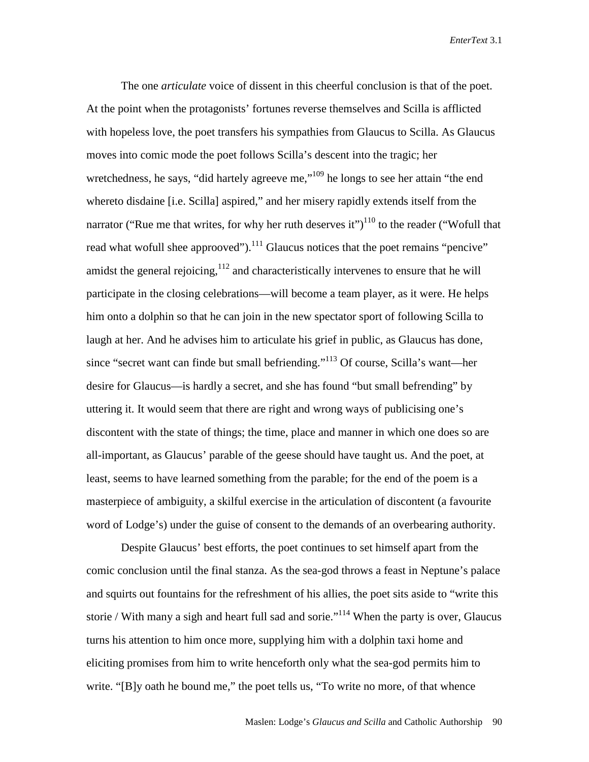The one *articulate* voice of dissent in this cheerful conclusion is that of the poet. At the point when the protagonists' fortunes reverse themselves and Scilla is afflicted with hopeless love, the poet transfers his sympathies from Glaucus to Scilla. As Glaucus moves into comic mode the poet follows Scilla's descent into the tragic; her wretchedness, he says, "did hartely agreeve me,"[109] he longs to see her attain "the end whereto disdaine [i.e. Scilla] aspired," and her misery rapidly extends itself from the narrator ("Rue me that writes, for why her ruth deserves it")[110] to the reader ("Wofull that read what wofull shee approoved").[111] Glaucus notices that the poet remains "pencive" amidst the general rejoicing,[112] and characteristically intervenes to ensure that he will participate in the closing celebrations—will become a team player, as it were. He helps him onto a dolphin so that he can join in the new spectator sport of following Scilla to laugh at her. And he advises him to articulate his grief in public, as Glaucus has done, since "secret want can finde but small befriending."[113] Of course, Scilla's want—her desire for Glaucus—is hardly a secret, and she has found "but small befrending" by uttering it. It would seem that there are right and wrong ways of publicising one's discontent with the state of things; the time, place and manner in which one does so are all-important, as Glaucus' parable of the geese should have taught us. And the poet, at least, seems to have learned something from the parable; for the end of the poem is a masterpiece of ambiguity, a skilful exercise in the articulation of discontent (a favourite word of Lodge's) under the guise of consent to the demands of an overbearing authority.

Despite Glaucus' best efforts, the poet continues to set himself apart from the comic conclusion until the final stanza. As the sea-god throws a feast in Neptune's palace and squirts out fountains for the refreshment of his allies, the poet sits aside to "write this storie / With many a sigh and heart full sad and sorie."[114] When the party is over, Glaucus turns his attention to him once more, supplying him with a dolphin taxi home and eliciting promises from him to write henceforth only what the sea-god permits him to write. "[B]y oath he bound me," the poet tells us, "To write no more, of that whence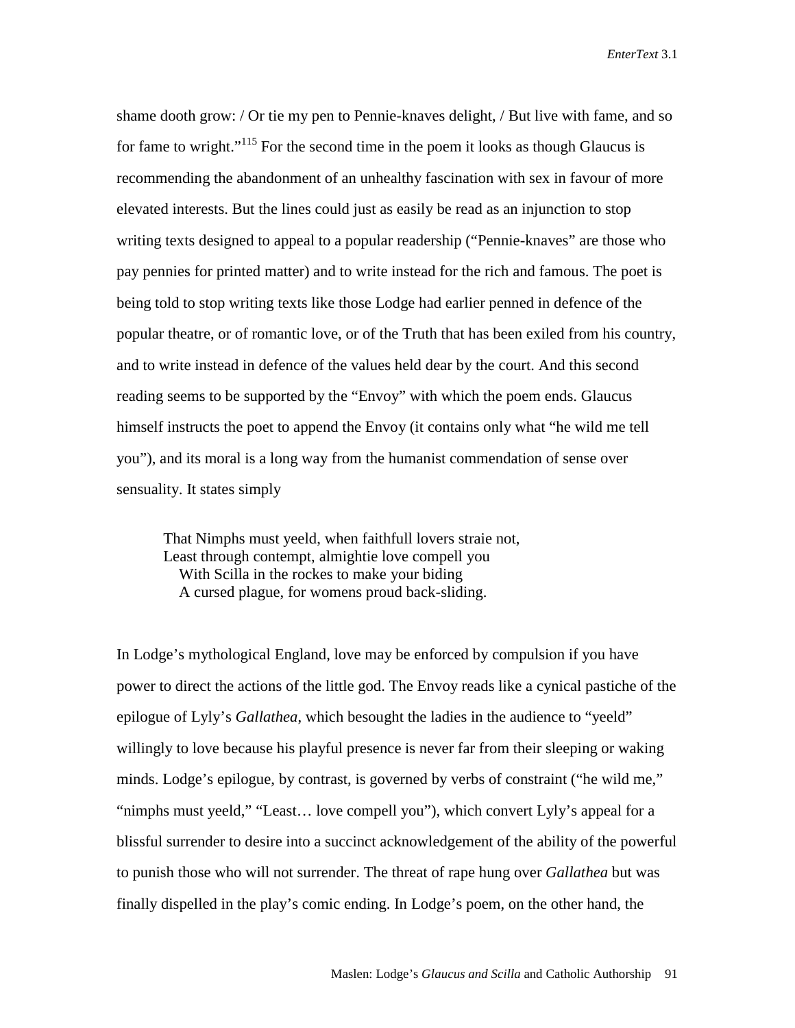shame dooth grow: / Or tie my pen to Pennie-knaves delight, / But live with fame, and so for fame to wright."[115] For the second time in the poem it looks as though Glaucus is recommending the abandonment of an unhealthy fascination with sex in favour of more elevated interests. But the lines could just as easily be read as an injunction to stop writing texts designed to appeal to a popular readership ("Pennie-knaves" are those who pay pennies for printed matter) and to write instead for the rich and famous. The poet is being told to stop writing texts like those Lodge had earlier penned in defence of the popular theatre, or of romantic love, or of the Truth that has been exiled from his country, and to write instead in defence of the values held dear by the court. And this second reading seems to be supported by the "Envoy" with which the poem ends. Glaucus himself instructs the poet to append the Envoy (it contains only what "he wild me tell you"), and its moral is a long way from the humanist commendation of sense over sensuality. It states simply

> That Nimphs must yeeld, when faithfull lovers straie not,
> Least through contempt, almightie love compell you
> With Scilla in the rockes to make your biding
> A cursed plague, for womens proud back-sliding.

In Lodge's mythological England, love may be enforced by compulsion if you have power to direct the actions of the little god. The Envoy reads like a cynical pastiche of the epilogue of Lyly's *Gallathea*, which besought the ladies in the audience to "yeeld" willingly to love because his playful presence is never far from their sleeping or waking minds. Lodge's epilogue, by contrast, is governed by verbs of constraint ("he wild me," "nimphs must yeeld," "Least… love compell you"), which convert Lyly's appeal for a blissful surrender to desire into a succinct acknowledgement of the ability of the powerful to punish those who will not surrender. The threat of rape hung over *Gallathea* but was finally dispelled in the play's comic ending. In Lodge's poem, on the other hand, the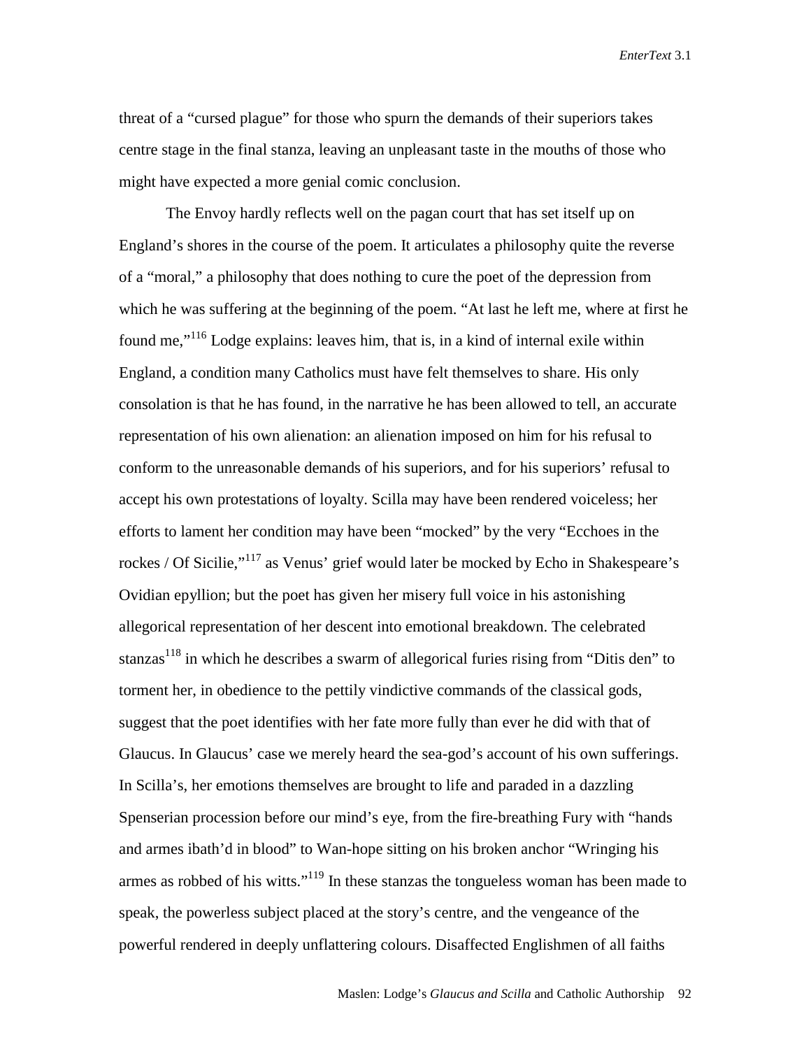threat of a "cursed plague" for those who spurn the demands of their superiors takes centre stage in the final stanza, leaving an unpleasant taste in the mouths of those who might have expected a more genial comic conclusion.

The Envoy hardly reflects well on the pagan court that has set itself up on England's shores in the course of the poem. It articulates a philosophy quite the reverse of a "moral," a philosophy that does nothing to cure the poet of the depression from which he was suffering at the beginning of the poem. "At last he left me, where at first he found me,"[116] Lodge explains: leaves him, that is, in a kind of internal exile within England, a condition many Catholics must have felt themselves to share. His only consolation is that he has found, in the narrative he has been allowed to tell, an accurate representation of his own alienation: an alienation imposed on him for his refusal to conform to the unreasonable demands of his superiors, and for his superiors' refusal to accept his own protestations of loyalty. Scilla may have been rendered voiceless; her efforts to lament her condition may have been "mocked" by the very "Ecchoes in the rockes / Of Sicilie,"[117] as Venus' grief would later be mocked by Echo in Shakespeare's Ovidian epyllion; but the poet has given her misery full voice in his astonishing allegorical representation of her descent into emotional breakdown. The celebrated stanzas[118] in which he describes a swarm of allegorical furies rising from "Ditis den" to torment her, in obedience to the pettily vindictive commands of the classical gods, suggest that the poet identifies with her fate more fully than ever he did with that of Glaucus. In Glaucus' case we merely heard the sea-god's account of his own sufferings. In Scilla's, her emotions themselves are brought to life and paraded in a dazzling Spenserian procession before our mind's eye, from the fire-breathing Fury with "hands and armes ibath'd in blood" to Wan-hope sitting on his broken anchor "Wringing his armes as robbed of his witts."[119] In these stanzas the tongueless woman has been made to speak, the powerless subject placed at the story's centre, and the vengeance of the powerful rendered in deeply unflattering colours. Disaffected Englishmen of all faiths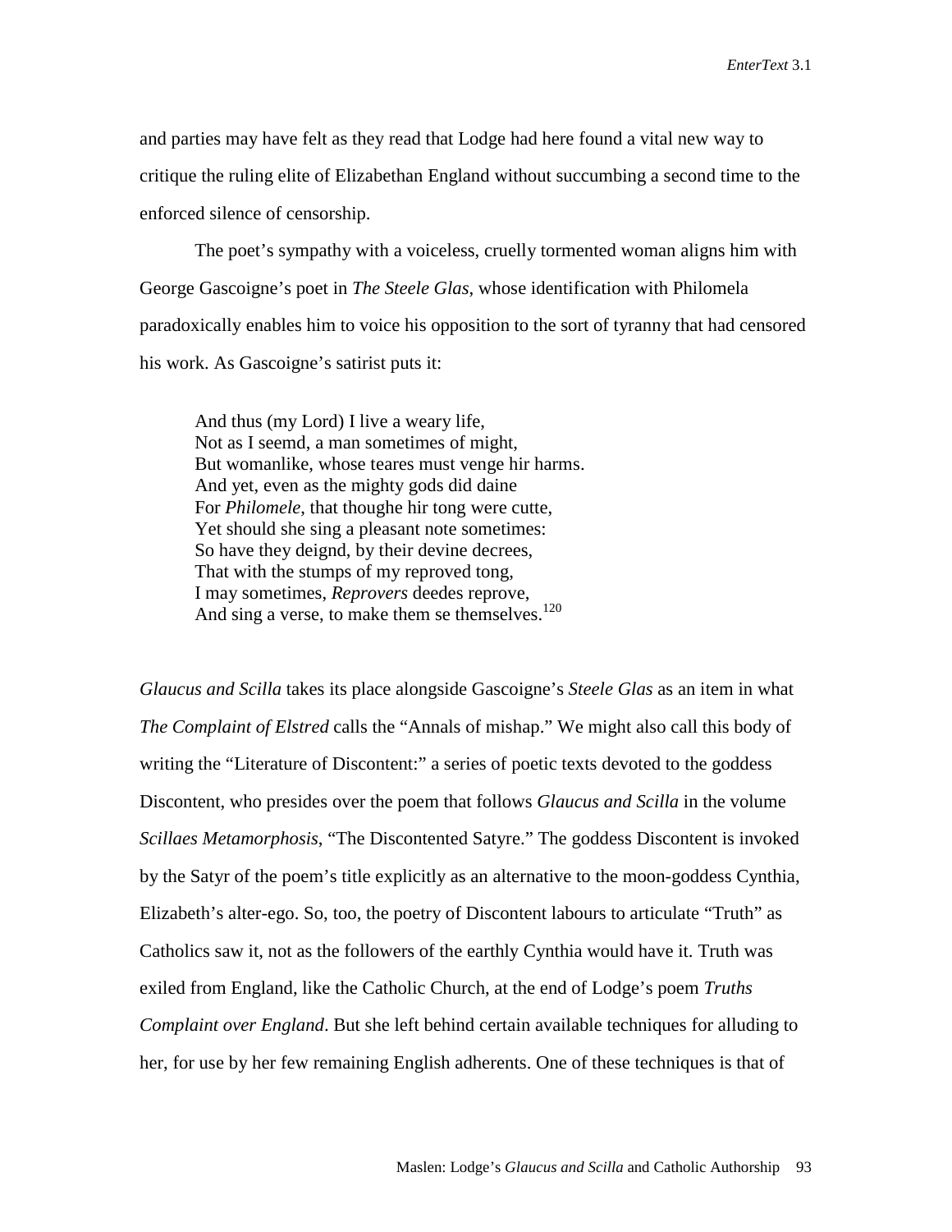and parties may have felt as they read that Lodge had here found a vital new way to critique the ruling elite of Elizabethan England without succumbing a second time to the enforced silence of censorship.

The poet's sympathy with a voiceless, cruelly tormented woman aligns him with George Gascoigne's poet in *The Steele Glas*, whose identification with Philomela paradoxically enables him to voice his opposition to the sort of tyranny that had censored his work. As Gascoigne's satirist puts it:

> And thus (my Lord) I live a weary life,  
> Not as I seemd, a man sometimes of might,  
> But womanlike, whose teares must venge hir harms.  
> And yet, even as the mighty gods did daine  
> For *Philomele*, that thoughe hir tong were cutte,  
> Yet should she sing a pleasant note sometimes:  
> So have they deignd, by their devine decrees,  
> That with the stumps of my reproved tong,  
> I may sometimes, *Reprovers* deedes reprove,  
> And sing a verse, to make them se themselves.[120]

*Glaucus and Scilla* takes its place alongside Gascoigne's *Steele Glas* as an item in what *The Complaint of Elstred* calls the "Annals of mishap." We might also call this body of writing the "Literature of Discontent:" a series of poetic texts devoted to the goddess Discontent, who presides over the poem that follows *Glaucus and Scilla* in the volume *Scillaes Metamorphosis*, "The Discontented Satyre." The goddess Discontent is invoked by the Satyr of the poem's title explicitly as an alternative to the moon-goddess Cynthia, Elizabeth's alter-ego. So, too, the poetry of Discontent labours to articulate "Truth" as Catholics saw it, not as the followers of the earthly Cynthia would have it. Truth was exiled from England, like the Catholic Church, at the end of Lodge's poem *Truths Complaint over England*. But she left behind certain available techniques for alluding to her, for use by her few remaining English adherents. One of these techniques is that of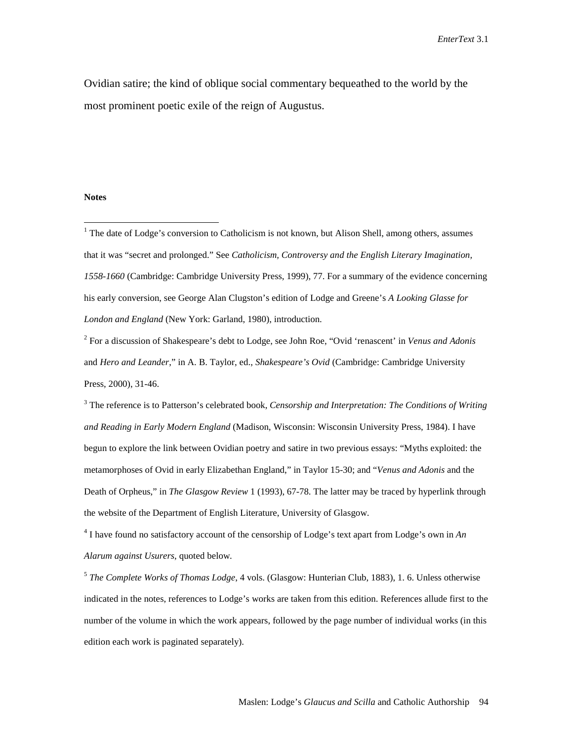Ovidian satire; the kind of oblique social commentary bequeathed to the world by the most prominent poetic exile of the reign of Augustus.

**Notes**

[1] The date of Lodge's conversion to Catholicism is not known, but Alison Shell, among others, assumes that it was "secret and prolonged." See *Catholicism, Controversy and the English Literary Imagination, 1558-1660* (Cambridge: Cambridge University Press, 1999), 77. For a summary of the evidence concerning his early conversion, see George Alan Clugston's edition of Lodge and Greene's *A Looking Glasse for London and England* (New York: Garland, 1980), introduction.

[2] For a discussion of Shakespeare's debt to Lodge, see John Roe, "Ovid 'renascent' in *Venus and Adonis* and *Hero and Leander*," in A. B. Taylor, ed., *Shakespeare's Ovid* (Cambridge: Cambridge University Press, 2000), 31-46.

[3] The reference is to Patterson's celebrated book, *Censorship and Interpretation: The Conditions of Writing and Reading in Early Modern England* (Madison, Wisconsin: Wisconsin University Press, 1984). I have begun to explore the link between Ovidian poetry and satire in two previous essays: "Myths exploited: the metamorphoses of Ovid in early Elizabethan England," in Taylor 15-30; and "*Venus and Adonis* and the Death of Orpheus," in *The Glasgow Review* 1 (1993), 67-78. The latter may be traced by hyperlink through the website of the Department of English Literature, University of Glasgow.

[4] I have found no satisfactory account of the censorship of Lodge's text apart from Lodge's own in *An Alarum against Usurers*, quoted below.

[5] *The Complete Works of Thomas Lodge*, 4 vols. (Glasgow: Hunterian Club, 1883), 1. 6. Unless otherwise indicated in the notes, references to Lodge's works are taken from this edition. References allude first to the number of the volume in which the work appears, followed by the page number of individual works (in this edition each work is paginated separately).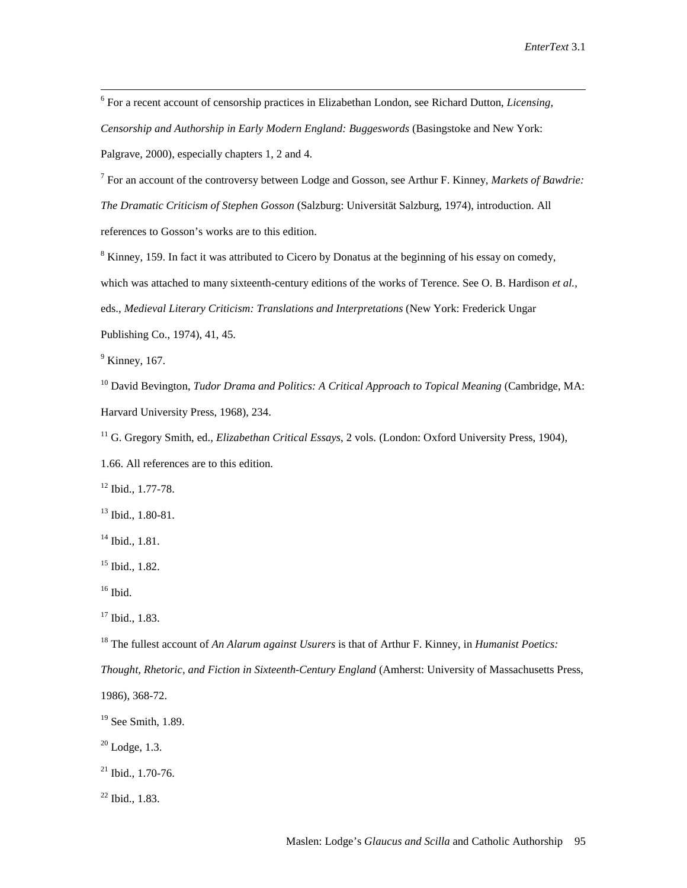[6] For a recent account of censorship practices in Elizabethan London, see Richard Dutton, *Licensing, Censorship and Authorship in Early Modern England: Buggeswords* (Basingstoke and New York: Palgrave, 2000), especially chapters 1, 2 and 4.

[7] For an account of the controversy between Lodge and Gosson, see Arthur F. Kinney, *Markets of Bawdrie: The Dramatic Criticism of Stephen Gosson* (Salzburg: Universität Salzburg, 1974), introduction. All references to Gosson's works are to this edition.

[8] Kinney, 159. In fact it was attributed to Cicero by Donatus at the beginning of his essay on comedy, which was attached to many sixteenth-century editions of the works of Terence. See O. B. Hardison *et al.*, eds., *Medieval Literary Criticism: Translations and Interpretations* (New York: Frederick Ungar Publishing Co., 1974), 41, 45.

[9] Kinney, 167.

[10] David Bevington, *Tudor Drama and Politics: A Critical Approach to Topical Meaning* (Cambridge, MA: Harvard University Press, 1968), 234.

[11] G. Gregory Smith, ed., *Elizabethan Critical Essays*, 2 vols. (London: Oxford University Press, 1904), 1.66. All references are to this edition.

[12] Ibid., 1.77-78.

[13] Ibid., 1.80-81.

[14] Ibid., 1.81.

[15] Ibid., 1.82.

[16] Ibid.

[17] Ibid., 1.83.

[18] The fullest account of *An Alarum against Usurers* is that of Arthur F. Kinney, in *Humanist Poetics: Thought, Rhetoric, and Fiction in Sixteenth-Century England* (Amherst: University of Massachusetts Press, 1986), 368-72.

[19] See Smith, 1.89.

[20] Lodge, 1.3.

[21] Ibid., 1.70-76.

[22] Ibid., 1.83.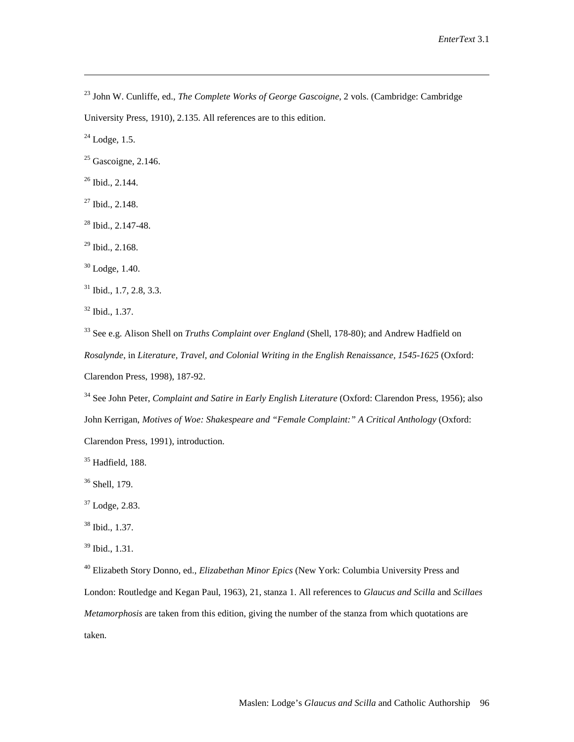[23] John W. Cunliffe, ed., *The Complete Works of George Gascoigne*, 2 vols. (Cambridge: Cambridge University Press, 1910), 2.135. All references are to this edition.

[24] Lodge, 1.5.

[25] Gascoigne, 2.146.

[26] Ibid., 2.144.

[27] Ibid., 2.148.

[28] Ibid., 2.147-48.

[29] Ibid., 2.168.

[30] Lodge, 1.40.

[31] Ibid., 1.7, 2.8, 3.3.

[32] Ibid., 1.37.

[33] See e.g. Alison Shell on *Truths Complaint over England* (Shell, 178-80); and Andrew Hadfield on *Rosalynde*, in *Literature, Travel, and Colonial Writing in the English Renaissance, 1545-1625* (Oxford: Clarendon Press, 1998), 187-92.

[34] See John Peter, *Complaint and Satire in Early English Literature* (Oxford: Clarendon Press, 1956); also John Kerrigan, *Motives of Woe: Shakespeare and "Female Complaint:" A Critical Anthology* (Oxford: Clarendon Press, 1991), introduction.

[35] Hadfield, 188.

[36] Shell, 179.

[37] Lodge, 2.83.

[38] Ibid., 1.37.

[39] Ibid., 1.31.

[40] Elizabeth Story Donno, ed., *Elizabethan Minor Epics* (New York: Columbia University Press and London: Routledge and Kegan Paul, 1963), 21, stanza 1. All references to *Glaucus and Scilla* and *Scillaes Metamorphosis* are taken from this edition, giving the number of the stanza from which quotations are taken.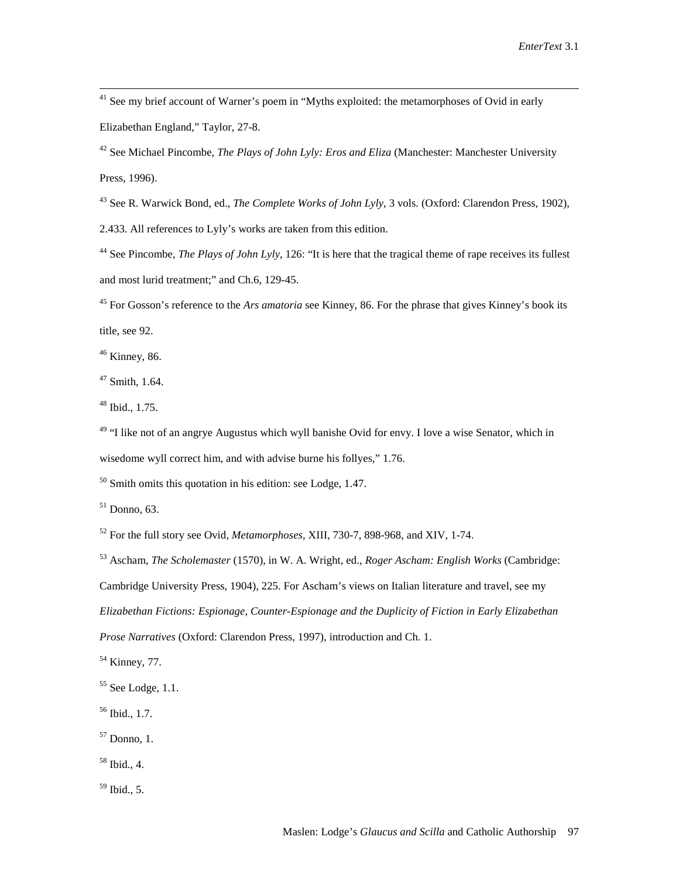[41] See my brief account of Warner's poem in "Myths exploited: the metamorphoses of Ovid in early Elizabethan England," Taylor, 27-8.

[42] See Michael Pincombe, *The Plays of John Lyly: Eros and Eliza* (Manchester: Manchester University Press, 1996).

[43] See R. Warwick Bond, ed., *The Complete Works of John Lyly*, 3 vols. (Oxford: Clarendon Press, 1902), 2.433. All references to Lyly's works are taken from this edition.

[44] See Pincombe, *The Plays of John Lyly*, 126: "It is here that the tragical theme of rape receives its fullest and most lurid treatment;" and Ch.6, 129-45.

[45] For Gosson's reference to the *Ars amatoria* see Kinney, 86. For the phrase that gives Kinney's book its title, see 92.

[46] Kinney, 86.

[47] Smith, 1.64.

[48] Ibid., 1.75.

[49] "I like not of an angrye Augustus which wyll banishe Ovid for envy. I love a wise Senator, which in wisedome wyll correct him, and with advise burne his follyes," 1.76.

[50] Smith omits this quotation in his edition: see Lodge, 1.47.

[51] Donno, 63.

[52] For the full story see Ovid, *Metamorphoses*, XIII, 730-7, 898-968, and XIV, 1-74.

[53] Ascham, *The Scholemaster* (1570), in W. A. Wright, ed., *Roger Ascham: English Works* (Cambridge: Cambridge University Press, 1904), 225. For Ascham's views on Italian literature and travel, see my *Elizabethan Fictions: Espionage, Counter-Espionage and the Duplicity of Fiction in Early Elizabethan Prose Narratives* (Oxford: Clarendon Press, 1997), introduction and Ch. 1.

[54] Kinney, 77.

[55] See Lodge, 1.1.

[56] Ibid., 1.7.

[57] Donno, 1.

[58] Ibid., 4.

[59] Ibid., 5.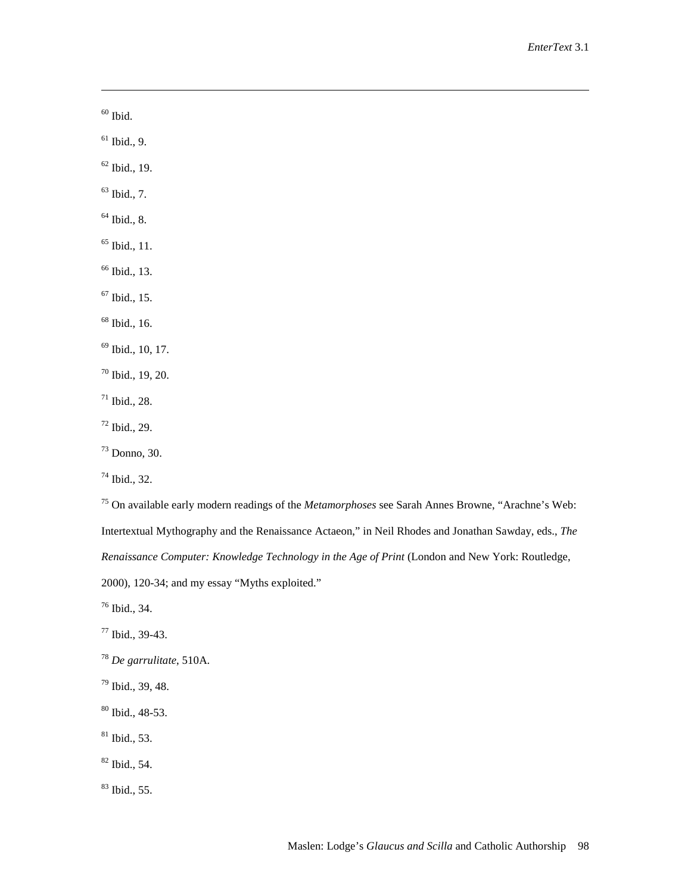[60] Ibid.

[61] Ibid., 9.

[62] Ibid., 19.

[63] Ibid., 7.

[64] Ibid., 8.

[65] Ibid., 11.

[66] Ibid., 13.

[67] Ibid., 15.

[68] Ibid., 16.

[69] Ibid., 10, 17.

[70] Ibid., 19, 20.

[71] Ibid., 28.

[72] Ibid., 29.

[73] Donno, 30.

[74] Ibid., 32.

[75] On available early modern readings of the *Metamorphoses* see Sarah Annes Browne, "Arachne's Web: Intertextual Mythography and the Renaissance Actaeon," in Neil Rhodes and Jonathan Sawday, eds., *The Renaissance Computer: Knowledge Technology in the Age of Print* (London and New York: Routledge, 2000), 120-34; and my essay "Myths exploited."

[76] Ibid., 34.

[77] Ibid., 39-43.

[78] *De garrulitate*, 510A.

[79] Ibid., 39, 48.

[80] Ibid., 48-53.

[81] Ibid., 53.

[82] Ibid., 54.

[83] Ibid., 55.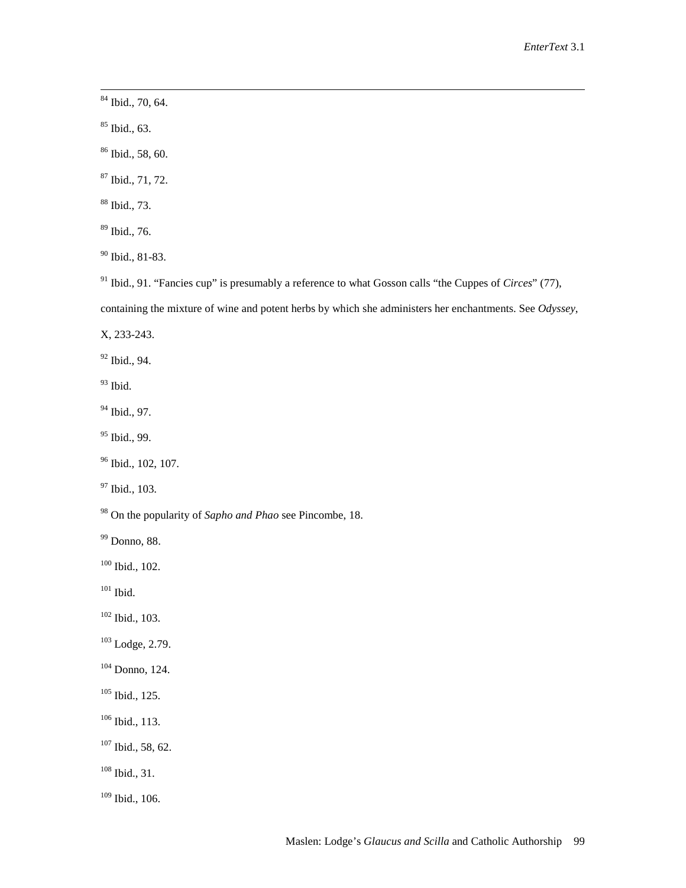[84] Ibid., 70, 64.

[85] Ibid., 63.

[86] Ibid., 58, 60.

[87] Ibid., 71, 72.

[88] Ibid., 73.

[89] Ibid., 76.

[90] Ibid., 81-83.

[91] Ibid., 91. "Fancies cup" is presumably a reference to what Gosson calls "the Cuppes of *Circes*" (77), containing the mixture of wine and potent herbs by which she administers her enchantments. See *Odyssey*, X, 233-243.

[92] Ibid., 94.

[93] Ibid.

[94] Ibid., 97.

[95] Ibid., 99.

[96] Ibid., 102, 107.

[97] Ibid., 103.

[98] On the popularity of *Sapho and Phao* see Pincombe, 18.

[99] Donno, 88.

[100] Ibid., 102.

[101] Ibid.

[102] Ibid., 103.

[103] Lodge, 2.79.

[104] Donno, 124.

[105] Ibid., 125.

[106] Ibid., 113.

[107] Ibid., 58, 62.

[108] Ibid., 31.

[109] Ibid., 106.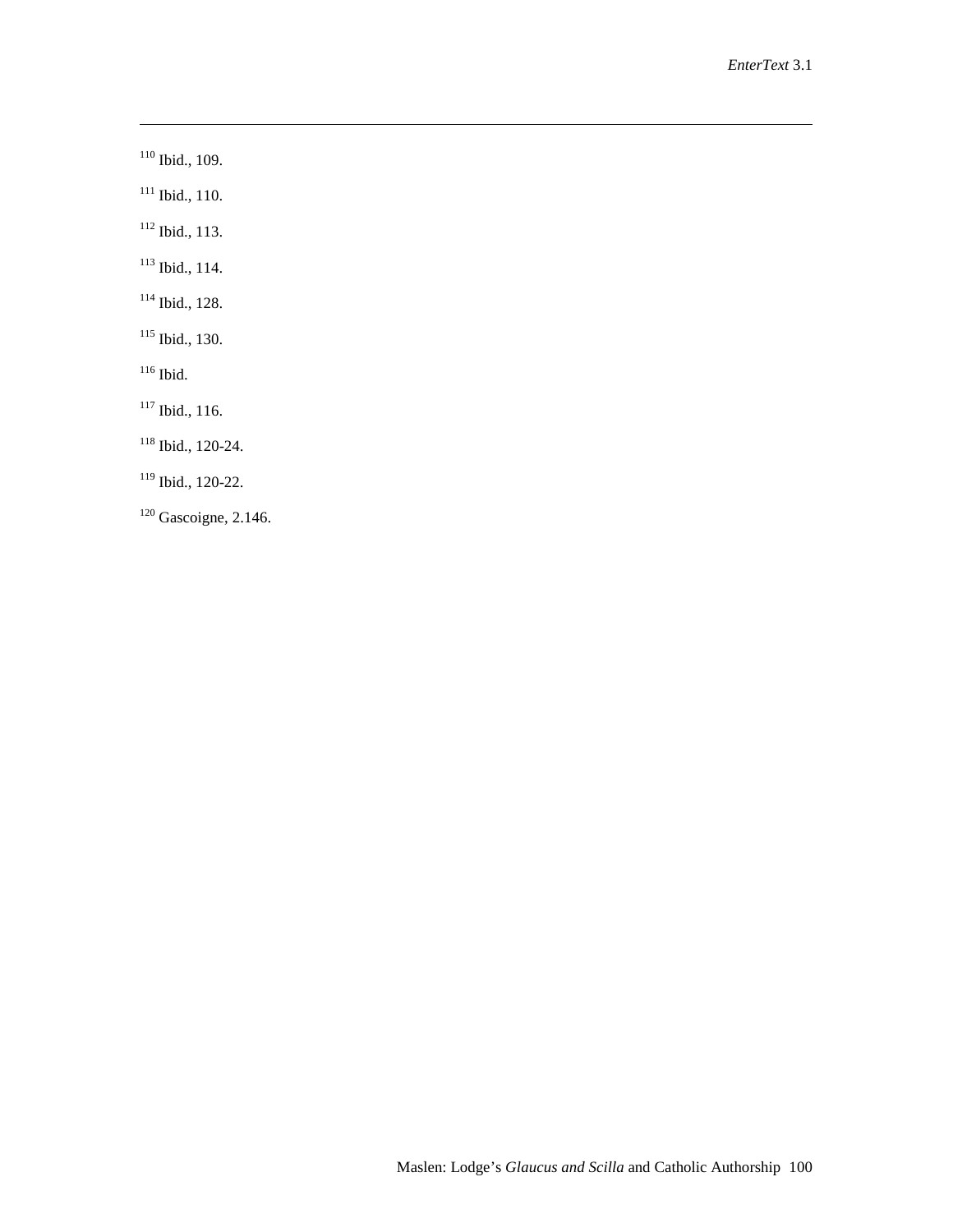[110] Ibid., 109.

[111] Ibid., 110.

[112] Ibid., 113.

[113] Ibid., 114.

[114] Ibid., 128.

[115] Ibid., 130.

[116] Ibid.

[117] Ibid., 116.

[118] Ibid., 120-24.

[119] Ibid., 120-22.

[120] Gascoigne, 2.146.